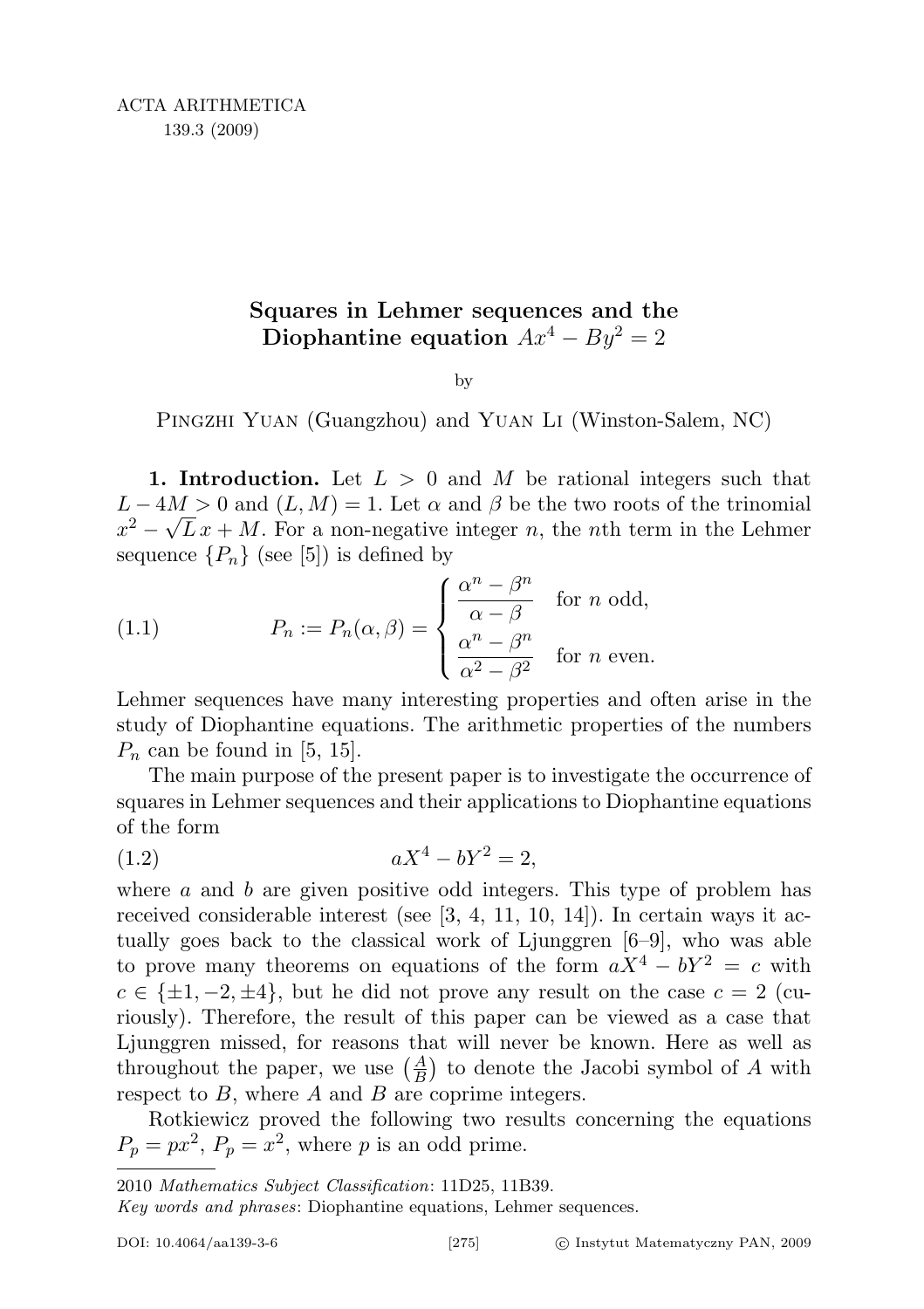# Squares in Lehmer sequences and the Diophantine equation $Ax^4 - By^2 = 2$

by

Pingzhi Yuan (Guangzhou) and Yuan Li (Winston-Salem, NC)

**1. Introduction.** Let $L > 0$ and $M$ be rational integers such that $L - 4M > 0$ and $(L, M) = 1$. Let $\alpha$ and $\beta$ be the two roots of the trinomial $x^2 - \sqrt{L}\,x + M$. For a non-negative integer $n$, the $n$th term in the Lehmer sequence $\{P_n\}$ (see [5]) is defined by

$$P_n := P_n(\alpha, \beta) = \begin{cases} \dfrac{\alpha^n - \beta^n}{\alpha - \beta} & \text{for } n \text{ odd}, \\[2ex] \dfrac{\alpha^n - \beta^n}{\alpha^2 - \beta^2} & \text{for } n \text{ even}. \end{cases} \tag{1.1}$$

Lehmer sequences have many interesting properties and often arise in the study of Diophantine equations. The arithmetic properties of the numbers $P_n$ can be found in [5, 15].

The main purpose of the present paper is to investigate the occurrence of squares in Lehmer sequences and their applications to Diophantine equations of the form

$$aX^4 - bY^2 = 2, \tag{1.2}$$

where $a$ and $b$ are given positive odd integers. This type of problem has received considerable interest (see [3, 4, 11, 10, 14]). In certain ways it actually goes back to the classical work of Ljunggren [6–9], who was able to prove many theorems on equations of the form $aX^4 - bY^2 = c$ with $c \in \{\pm 1, -2, \pm 4\}$, but he did not prove any result on the case $c = 2$ (curiously). Therefore, the result of this paper can be viewed as a case that Ljunggren missed, for reasons that will never be known. Here as well as throughout the paper, we use $\left(\frac{A}{B}\right)$ to denote the Jacobi symbol of $A$ with respect to $B$, where $A$ and $B$ are coprime integers.

Rotkiewicz proved the following two results concerning the equations $P_p = px^2$, $P_p = x^2$, where $p$ is an odd prime.

2010 *Mathematics Subject Classification*: 11D25, 11B39.

*Key words and phrases*: Diophantine equations, Lehmer sequences.

DOI: 10.4064/aa139-3-6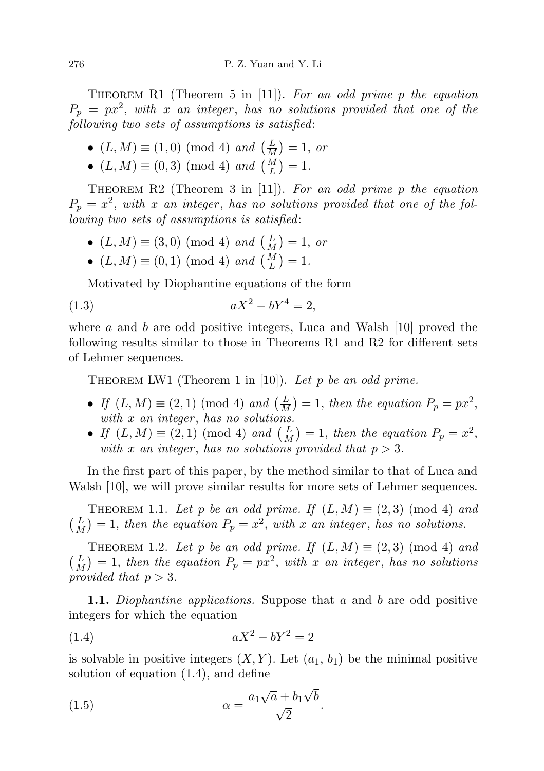Theorem R1 (Theorem 5 in [11]). *For an odd prime $p$ the equation $P_p = px^2$, with $x$ an integer, has no solutions provided that one of the following two sets of assumptions is satisfied*:

- $(L, M) \equiv (1, 0) \pmod 4$ *and* $\left(\frac{L}{M}\right) = 1$, *or*
- $(L, M) \equiv (0, 3) \pmod 4$ *and* $\left(\frac{M}{L}\right) = 1$.

Theorem R2 (Theorem 3 in [11]). *For an odd prime $p$ the equation $P_p = x^2$, with $x$ an integer, has no solutions provided that one of the following two sets of assumptions is satisfied*:

- $(L, M) \equiv (3, 0) \pmod 4$ *and* $\left(\frac{L}{M}\right) = 1$, *or*
- $(L, M) \equiv (0, 1) \pmod 4$ *and* $\left(\frac{M}{L}\right) = 1$.

Motivated by Diophantine equations of the form

$$aX^2 - bY^4 = 2, \tag{1.3}$$

where $a$ and $b$ are odd positive integers, Luca and Walsh [10] proved the following results similar to those in Theorems R1 and R2 for different sets of Lehmer sequences.

Theorem LW1 (Theorem 1 in [10]). *Let $p$ be an odd prime.*

- *If $(L, M) \equiv (2, 1) \pmod 4$ and $\left(\frac{L}{M}\right) = 1$, then the equation $P_p = px^2$, with $x$ an integer, has no solutions.*
- *If $(L, M) \equiv (2, 1) \pmod 4$ and $\left(\frac{L}{M}\right) = 1$, then the equation $P_p = x^2$, with $x$ an integer, has no solutions provided that $p > 3$.*

In the first part of this paper, by the method similar to that of Luca and Walsh [10], we will prove similar results for more sets of Lehmer sequences.

Theorem 1.1. *Let $p$ be an odd prime. If $(L, M) \equiv (2, 3) \pmod 4$ and $\left(\frac{L}{M}\right) = 1$, then the equation $P_p = x^2$, with $x$ an integer, has no solutions.*

Theorem 1.2. *Let $p$ be an odd prime. If $(L, M) \equiv (2, 3) \pmod 4$ and $\left(\frac{L}{M}\right) = 1$, then the equation $P_p = px^2$, with $x$ an integer, has no solutions provided that $p > 3$.*

**1.1.** *Diophantine applications.* Suppose that $a$ and $b$ are odd positive integers for which the equation

$$aX^2 - bY^2 = 2 \tag{1.4}$$

is solvable in positive integers $(X, Y)$. Let $(a_1, b_1)$ be the minimal positive solution of equation (1.4), and define

$$\alpha = \frac{a_1\sqrt{a} + b_1\sqrt{b}}{\sqrt{2}}. \tag{1.5}$$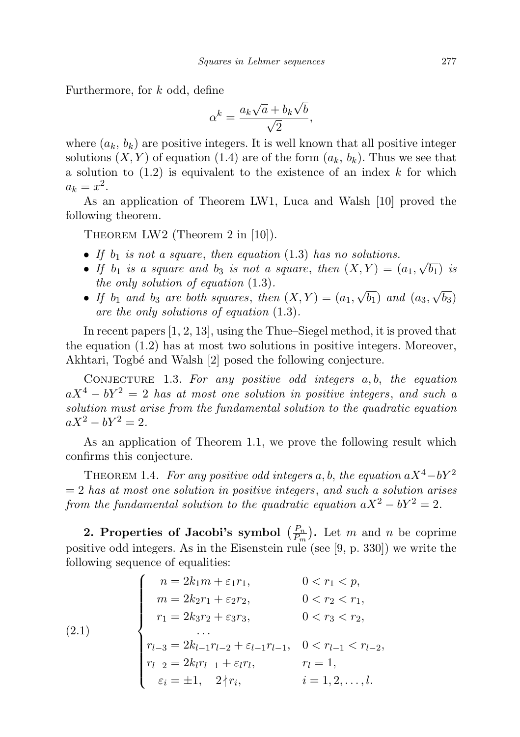Furthermore, for $k$ odd, define

$$\alpha^k = \frac{a_k\sqrt{a} + b_k\sqrt{b}}{\sqrt{2}},$$

where $(a_k, b_k)$ are positive integers. It is well known that all positive integer solutions $(X, Y)$ of equation (1.4) are of the form $(a_k, b_k)$. Thus we see that a solution to (1.2) is equivalent to the existence of an index $k$ for which $a_k = x^2$.

As an application of Theorem LW1, Luca and Walsh [10] proved the following theorem.

Theorem LW2 (Theorem 2 in [10]).

- *If $b_1$ is not a square, then equation* (1.3) *has no solutions.*
- *If $b_1$ is a square and $b_3$ is not a square, then $(X, Y) = (a_1, \sqrt{b_1})$ is the only solution of equation* (1.3).
- *If $b_1$ and $b_3$ are both squares, then $(X, Y) = (a_1, \sqrt{b_1})$ and $(a_3, \sqrt{b_3})$ are the only solutions of equation* (1.3).

In recent papers [1, 2, 13], using the Thue–Siegel method, it is proved that the equation (1.2) has at most two solutions in positive integers. Moreover, Akhtari, Togbé and Walsh [2] posed the following conjecture.

Conjecture 1.3. *For any positive odd integers $a, b$, the equation $aX^4 - bY^2 = 2$ has at most one solution in positive integers, and such a solution must arise from the fundamental solution to the quadratic equation $aX^2 - bY^2 = 2$.*

As an application of Theorem 1.1, we prove the following result which confirms this conjecture.

Theorem 1.4. *For any positive odd integers $a, b$, the equation $aX^4 - bY^2 = 2$ has at most one solution in positive integers, and such a solution arises from the fundamental solution to the quadratic equation $aX^2 - bY^2 = 2$.*

## 2. Properties of Jacobi's symbol $\left(\frac{P_n}{P_m}\right)$.

Let $m$ and $n$ be coprime positive odd integers. As in the Eisenstein rule (see [9, p. 330]) we write the following sequence of equalities:

$$
\left\{
\begin{array}{ll}
n = 2k_1 m + \varepsilon_1 r_1, & 0 < r_1 < p, \\
m = 2k_2 r_1 + \varepsilon_2 r_2, & 0 < r_2 < r_1, \\
r_1 = 2k_3 r_2 + \varepsilon_3 r_3, & 0 < r_3 < r_2, \\
\qquad \cdots & \\
r_{l-3} = 2k_{l-1} r_{l-2} + \varepsilon_{l-1} r_{l-1}, & 0 < r_{l-1} < r_{l-2}, \\
r_{l-2} = 2k_l r_{l-1} + \varepsilon_l r_l, & r_l = 1, \\
\varepsilon_i = \pm 1, \quad 2 \nmid r_i, & i = 1, 2, \ldots, l.
\end{array}
\right.
\tag{2.1}
$$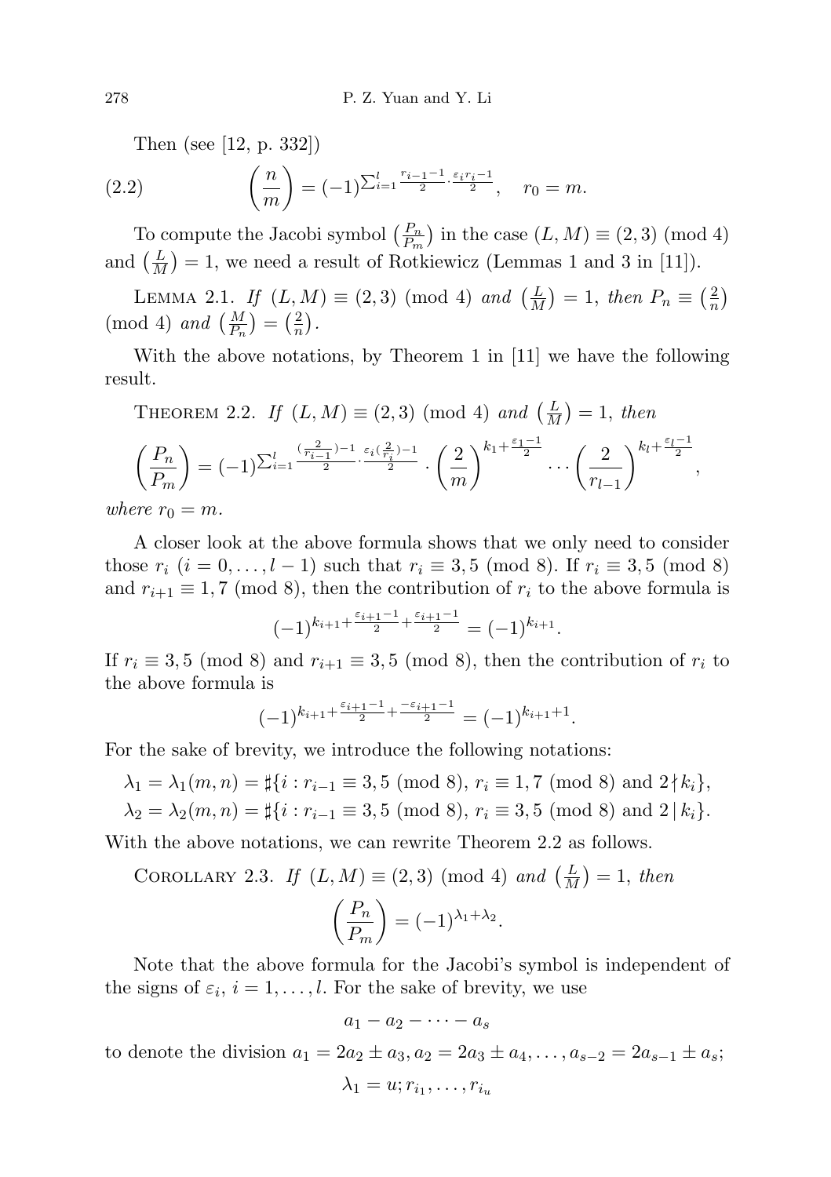Then (see [12, p. 332])

$$\left(\frac{n}{m}\right) = (-1)^{\sum_{i=1}^{l} \frac{r_{i-1}-1}{2} \cdot \frac{\varepsilon_i r_i - 1}{2}}, \quad r_0 = m. \tag{2.2}$$

To compute the Jacobi symbol $\left(\frac{P_n}{P_m}\right)$ in the case $(L, M) \equiv (2, 3) \pmod 4$ and $\left(\frac{L}{M}\right) = 1$, we need a result of Rotkiewicz (Lemmas 1 and 3 in [11]).

Lemma 2.1. *If* $(L, M) \equiv (2, 3) \pmod 4$ *and* $\left(\frac{L}{M}\right) = 1$, *then* $P_n \equiv \left(\frac{2}{n}\right) \pmod 4$ *and* $\left(\frac{M}{P_n}\right) = \left(\frac{2}{n}\right)$.

With the above notations, by Theorem 1 in [11] we have the following result.

Theorem 2.2. *If* $(L, M) \equiv (2, 3) \pmod 4$ *and* $\left(\frac{L}{M}\right) = 1$, *then*

$$\left(\frac{P_n}{P_m}\right) = (-1)^{\sum_{i=1}^{l} \frac{(\frac{2}{r_{i-1}})-1}{2} \cdot \frac{\varepsilon_i (\frac{2}{r_i})-1}{2}} \cdot \left(\frac{2}{m}\right)^{k_1 + \frac{\varepsilon_1 - 1}{2}} \cdots \left(\frac{2}{r_{l-1}}\right)^{k_l + \frac{\varepsilon_l - 1}{2}},$$

*where* $r_0 = m$.

A closer look at the above formula shows that we only need to consider those $r_i$ $(i = 0, \ldots, l-1)$ such that $r_i \equiv 3, 5 \pmod 8$. If $r_i \equiv 3, 5 \pmod 8$ and $r_{i+1} \equiv 1, 7 \pmod 8$, then the contribution of $r_i$ to the above formula is

$$(-1)^{k_{i+1} + \frac{\varepsilon_{i+1}-1}{2} + \frac{\varepsilon_{i+1}-1}{2}} = (-1)^{k_{i+1}}.$$

If $r_i \equiv 3, 5 \pmod 8$ and $r_{i+1} \equiv 3, 5 \pmod 8$, then the contribution of $r_i$ to the above formula is

$$(-1)^{k_{i+1} + \frac{\varepsilon_{i+1}-1}{2} + \frac{-\varepsilon_{i+1}-1}{2}} = (-1)^{k_{i+1}+1}.$$

For the sake of brevity, we introduce the following notations:

$$\lambda_1 = \lambda_1(m, n) = \sharp\{i : r_{i-1} \equiv 3, 5 \ (\mathrm{mod}\ 8),\ r_i \equiv 1, 7 \ (\mathrm{mod}\ 8) \text{ and } 2 \nmid k_i\},$$
$$\lambda_2 = \lambda_2(m, n) = \sharp\{i : r_{i-1} \equiv 3, 5 \ (\mathrm{mod}\ 8),\ r_i \equiv 3, 5 \ (\mathrm{mod}\ 8) \text{ and } 2 \mid k_i\}.$$

With the above notations, we can rewrite Theorem 2.2 as follows.

Corollary 2.3. *If* $(L, M) \equiv (2, 3) \pmod 4$ *and* $\left(\frac{L}{M}\right) = 1$, *then*

$$\left(\frac{P_n}{P_m}\right) = (-1)^{\lambda_1 + \lambda_2}.$$

Note that the above formula for the Jacobi's symbol is independent of the signs of $\varepsilon_i$, $i = 1, \ldots, l$. For the sake of brevity, we use

$$a_1 - a_2 - \cdots - a_s$$

to denote the division $a_1 = 2a_2 \pm a_3, a_2 = 2a_3 \pm a_4, \ldots, a_{s-2} = 2a_{s-1} \pm a_s$;

$$\lambda_1 = u; r_{i_1}, \ldots, r_{i_u}$$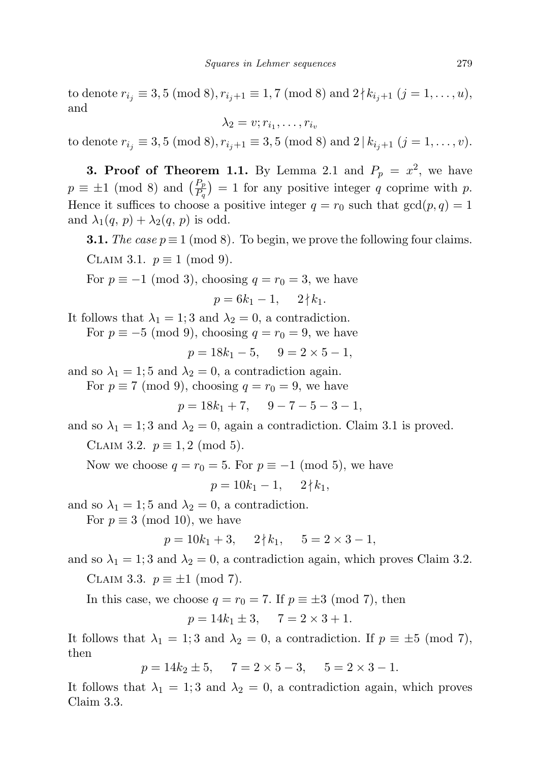to denote $r_{i_j} \equiv 3, 5 \pmod 8$, $r_{i_j+1} \equiv 1, 7 \pmod 8$ and $2 \nmid k_{i_j+1}$ $(j = 1, \ldots, u)$, and

$$\lambda_2 = v; r_{i_1}, \ldots, r_{i_v}$$

to denote $r_{i_j} \equiv 3, 5 \pmod 8$, $r_{i_j+1} \equiv 3, 5 \pmod 8$ and $2 \mid k_{i_j+1}$ $(j = 1, \ldots, v)$.

**3. Proof of Theorem 1.1.** By Lemma 2.1 and $P_p = x^2$, we have $p \equiv \pm 1 \pmod 8$ and $\left(\frac{P_p}{P_q}\right) = 1$ for any positive integer $q$ coprime with $p$. Hence it suffices to choose a positive integer $q = r_0$ such that $\gcd(p, q) = 1$ and $\lambda_1(q, p) + \lambda_2(q, p)$ is odd.

**3.1.** *The case* $p \equiv 1 \pmod 8$*.* To begin, we prove the following four claims.

Claim 3.1. $p \equiv 1 \pmod 9$.

For $p \equiv -1 \pmod 3$, choosing $q = r_0 = 3$, we have

$$p = 6k_1 - 1, \quad 2 \nmid k_1.$$

It follows that $\lambda_1 = 1; 3$ and $\lambda_2 = 0$, a contradiction.

For $p \equiv -5 \pmod 9$, choosing $q = r_0 = 9$, we have

$$p = 18k_1 - 5, \quad 9 = 2 \times 5 - 1,$$

and so $\lambda_1 = 1; 5$ and $\lambda_2 = 0$, a contradiction again.

For $p \equiv 7 \pmod 9$, choosing $q = r_0 = 9$, we have

$$p = 18k_1 + 7, \quad 9 - 7 - 5 - 3 - 1,$$

and so $\lambda_1 = 1; 3$ and $\lambda_2 = 0$, again a contradiction. Claim 3.1 is proved.

Claim 3.2. $p \equiv 1, 2 \pmod 5$.

Now we choose $q = r_0 = 5$. For $p \equiv -1 \pmod 5$, we have

$$p = 10k_1 - 1, \quad 2 \nmid k_1,$$

and so $\lambda_1 = 1; 5$ and $\lambda_2 = 0$, a contradiction.

For $p \equiv 3 \pmod{10}$, we have

$$p = 10k_1 + 3, \quad 2 \nmid k_1, \quad 5 = 2 \times 3 - 1,$$

and so $\lambda_1 = 1; 3$ and $\lambda_2 = 0$, a contradiction again, which proves Claim 3.2.

Claim 3.3. $p \equiv \pm 1 \pmod 7$.

In this case, we choose $q = r_0 = 7$. If $p \equiv \pm 3 \pmod 7$, then

$$p = 14k_1 \pm 3, \quad 7 = 2 \times 3 + 1.$$

It follows that $\lambda_1 = 1; 3$ and $\lambda_2 = 0$, a contradiction. If $p \equiv \pm 5 \pmod 7$, then

$$p = 14k_2 \pm 5, \quad 7 = 2 \times 5 - 3, \quad 5 = 2 \times 3 - 1.$$

It follows that $\lambda_1 = 1; 3$ and $\lambda_2 = 0$, a contradiction again, which proves Claim 3.3.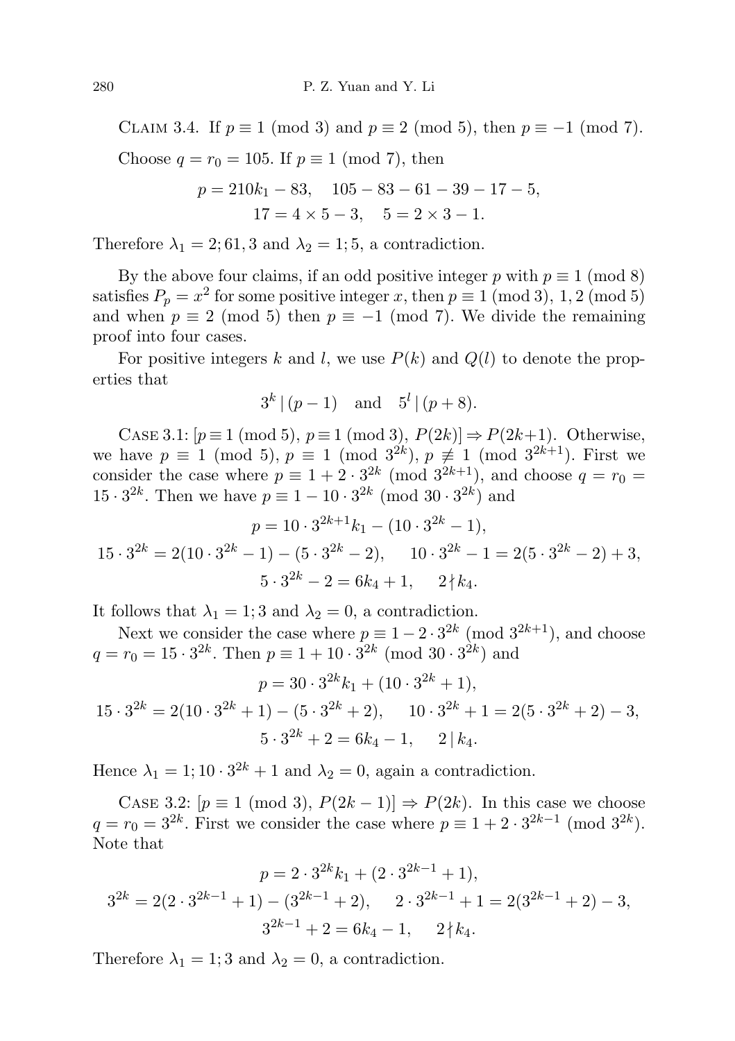Claim 3.4. If $p \equiv 1 \pmod 3$ and $p \equiv 2 \pmod 5$, then $p \equiv -1 \pmod 7$.

Choose $q = r_0 = 105$. If $p \equiv 1 \pmod 7$, then

$$p = 210k_1 - 83, \quad 105 - 83 - 61 - 39 - 17 - 5,$$
$$17 = 4 \times 5 - 3, \quad 5 = 2 \times 3 - 1.$$

Therefore $\lambda_1 = 2; 61, 3$ and $\lambda_2 = 1; 5$, a contradiction.

By the above four claims, if an odd positive integer $p$ with $p \equiv 1 \pmod 8$ satisfies $P_p = x^2$ for some positive integer $x$, then $p \equiv 1 \pmod 3$, $1, 2 \pmod 5$ and when $p \equiv 2 \pmod 5$ then $p \equiv -1 \pmod 7$. We divide the remaining proof into four cases.

For positive integers $k$ and $l$, we use $P(k)$ and $Q(l)$ to denote the properties that

$$3^k \mid (p-1) \quad \text{and} \quad 5^l \mid (p+8).$$

Case 3.1: $[p \equiv 1 \pmod 5,\ p \equiv 1 \pmod 3,\ P(2k)] \Rightarrow P(2k+1)$. Otherwise, we have $p \equiv 1 \pmod 5$, $p \equiv 1 \pmod{3^{2k}}$, $p \not\equiv 1 \pmod{3^{2k+1}}$. First we consider the case where $p \equiv 1 + 2 \cdot 3^{2k} \pmod{3^{2k+1}}$, and choose $q = r_0 = 15 \cdot 3^{2k}$. Then we have $p \equiv 1 - 10 \cdot 3^{2k} \pmod{30 \cdot 3^{2k}}$ and

$$p = 10 \cdot 3^{2k+1} k_1 - (10 \cdot 3^{2k} - 1),$$
$$15 \cdot 3^{2k} = 2(10 \cdot 3^{2k} - 1) - (5 \cdot 3^{2k} - 2), \quad 10 \cdot 3^{2k} - 1 = 2(5 \cdot 3^{2k} - 2) + 3,$$
$$5 \cdot 3^{2k} - 2 = 6k_4 + 1, \quad 2 \nmid k_4.$$

It follows that $\lambda_1 = 1; 3$ and $\lambda_2 = 0$, a contradiction.

Next we consider the case where $p \equiv 1 - 2 \cdot 3^{2k} \pmod{3^{2k+1}}$, and choose $q = r_0 = 15 \cdot 3^{2k}$. Then $p \equiv 1 + 10 \cdot 3^{2k} \pmod{30 \cdot 3^{2k}}$ and

$$p = 30 \cdot 3^{2k} k_1 + (10 \cdot 3^{2k} + 1),$$
$$15 \cdot 3^{2k} = 2(10 \cdot 3^{2k} + 1) - (5 \cdot 3^{2k} + 2), \quad 10 \cdot 3^{2k} + 1 = 2(5 \cdot 3^{2k} + 2) - 3,$$
$$5 \cdot 3^{2k} + 2 = 6k_4 - 1, \quad 2 \mid k_4.$$

Hence $\lambda_1 = 1; 10 \cdot 3^{2k} + 1$ and $\lambda_2 = 0$, again a contradiction.

Case 3.2: $[p \equiv 1 \pmod 3,\ P(2k-1)] \Rightarrow P(2k)$. In this case we choose $q = r_0 = 3^{2k}$. First we consider the case where $p \equiv 1 + 2 \cdot 3^{2k-1} \pmod{3^{2k}}$. Note that

$$p = 2 \cdot 3^{2k} k_1 + (2 \cdot 3^{2k-1} + 1),$$
$$3^{2k} = 2(2 \cdot 3^{2k-1} + 1) - (3^{2k-1} + 2), \quad 2 \cdot 3^{2k-1} + 1 = 2(3^{2k-1} + 2) - 3,$$
$$3^{2k-1} + 2 = 6k_4 - 1, \quad 2 \nmid k_4.$$

Therefore $\lambda_1 = 1; 3$ and $\lambda_2 = 0$, a contradiction.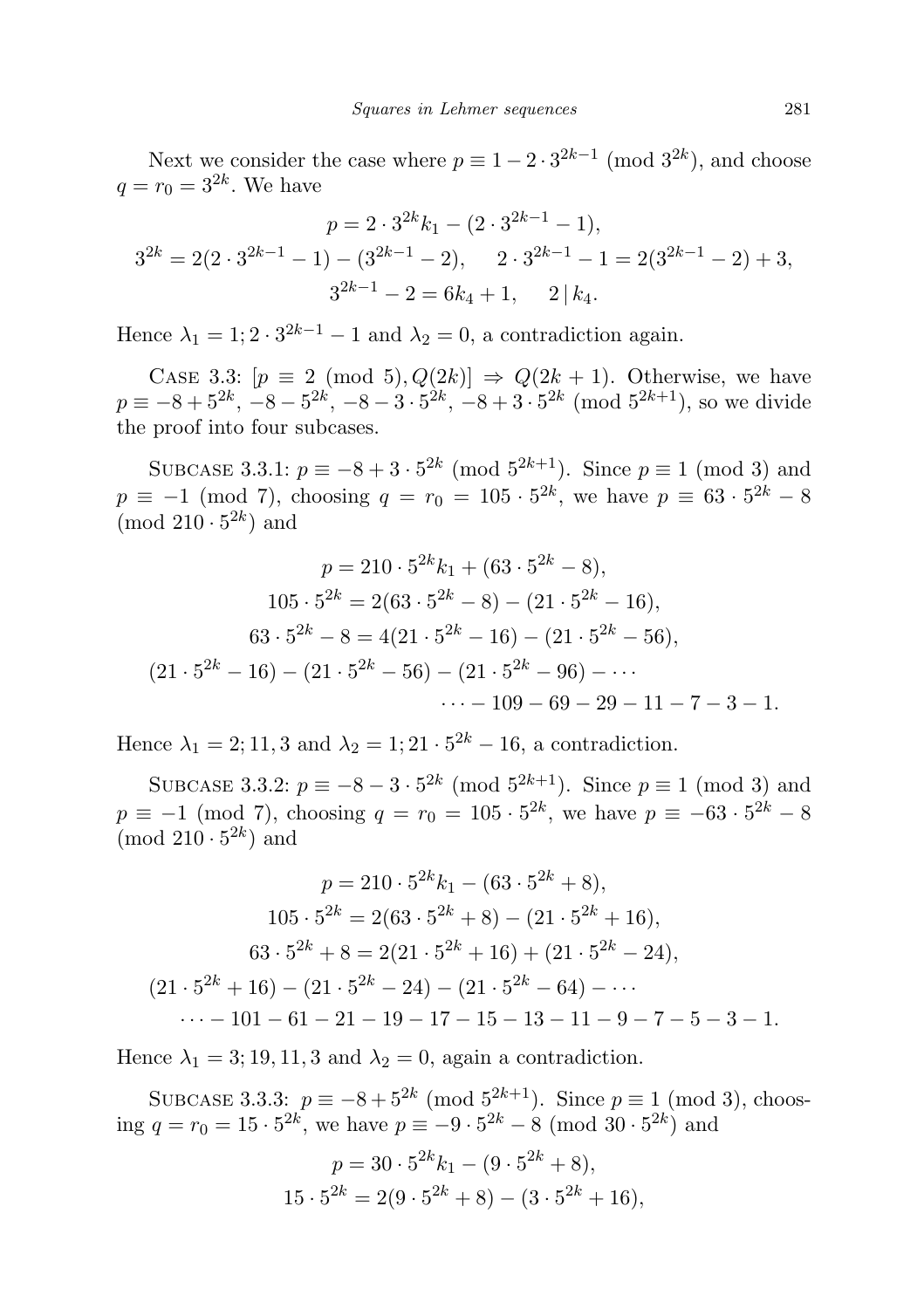Next we consider the case where $p \equiv 1 - 2 \cdot 3^{2k-1} \pmod{3^{2k}}$, and choose $q = r_0 = 3^{2k}$. We have

$$p = 2 \cdot 3^{2k} k_1 - (2 \cdot 3^{2k-1} - 1),$$
$$3^{2k} = 2(2 \cdot 3^{2k-1} - 1) - (3^{2k-1} - 2), \quad 2 \cdot 3^{2k-1} - 1 = 2(3^{2k-1} - 2) + 3,$$
$$3^{2k-1} - 2 = 6k_4 + 1, \quad 2 \mid k_4.$$

Hence $\lambda_1 = 1; 2 \cdot 3^{2k-1} - 1$ and $\lambda_2 = 0$, a contradiction again.

Case 3.3: $[p \equiv 2 \pmod 5, Q(2k)] \Rightarrow Q(2k+1)$. Otherwise, we have $p \equiv -8 + 5^{2k}, -8 - 5^{2k}, -8 - 3 \cdot 5^{2k}, -8 + 3 \cdot 5^{2k} \pmod{5^{2k+1}}$, so we divide the proof into four subcases.

Subcase 3.3.1: $p \equiv -8 + 3 \cdot 5^{2k} \pmod{5^{2k+1}}$. Since $p \equiv 1 \pmod 3$ and $p \equiv -1 \pmod 7$, choosing $q = r_0 = 105 \cdot 5^{2k}$, we have $p \equiv 63 \cdot 5^{2k} - 8 \pmod{210 \cdot 5^{2k}}$ and

$$p = 210 \cdot 5^{2k} k_1 + (63 \cdot 5^{2k} - 8),$$
$$105 \cdot 5^{2k} = 2(63 \cdot 5^{2k} - 8) - (21 \cdot 5^{2k} - 16),$$
$$63 \cdot 5^{2k} - 8 = 4(21 \cdot 5^{2k} - 16) - (21 \cdot 5^{2k} - 56),$$
$$(21 \cdot 5^{2k} - 16) - (21 \cdot 5^{2k} - 56) - (21 \cdot 5^{2k} - 96) - \cdots$$
$$\cdots - 109 - 69 - 29 - 11 - 7 - 3 - 1.$$

Hence $\lambda_1 = 2; 11, 3$ and $\lambda_2 = 1; 21 \cdot 5^{2k} - 16$, a contradiction.

Subcase 3.3.2: $p \equiv -8 - 3 \cdot 5^{2k} \pmod{5^{2k+1}}$. Since $p \equiv 1 \pmod 3$ and $p \equiv -1 \pmod 7$, choosing $q = r_0 = 105 \cdot 5^{2k}$, we have $p \equiv -63 \cdot 5^{2k} - 8 \pmod{210 \cdot 5^{2k}}$ and

$$p = 210 \cdot 5^{2k} k_1 - (63 \cdot 5^{2k} + 8),$$
$$105 \cdot 5^{2k} = 2(63 \cdot 5^{2k} + 8) - (21 \cdot 5^{2k} + 16),$$
$$63 \cdot 5^{2k} + 8 = 2(21 \cdot 5^{2k} + 16) + (21 \cdot 5^{2k} - 24),$$
$$(21 \cdot 5^{2k} + 16) - (21 \cdot 5^{2k} - 24) - (21 \cdot 5^{2k} - 64) - \cdots$$
$$\cdots - 101 - 61 - 21 - 19 - 17 - 15 - 13 - 11 - 9 - 7 - 5 - 3 - 1.$$

Hence $\lambda_1 = 3; 19, 11, 3$ and $\lambda_2 = 0$, again a contradiction.

Subcase 3.3.3: $p \equiv -8 + 5^{2k} \pmod{5^{2k+1}}$. Since $p \equiv 1 \pmod 3$, choosing $q = r_0 = 15 \cdot 5^{2k}$, we have $p \equiv -9 \cdot 5^{2k} - 8 \pmod{30 \cdot 5^{2k}}$ and

$$p = 30 \cdot 5^{2k} k_1 - (9 \cdot 5^{2k} + 8),$$
$$15 \cdot 5^{2k} = 2(9 \cdot 5^{2k} + 8) - (3 \cdot 5^{2k} + 16),$$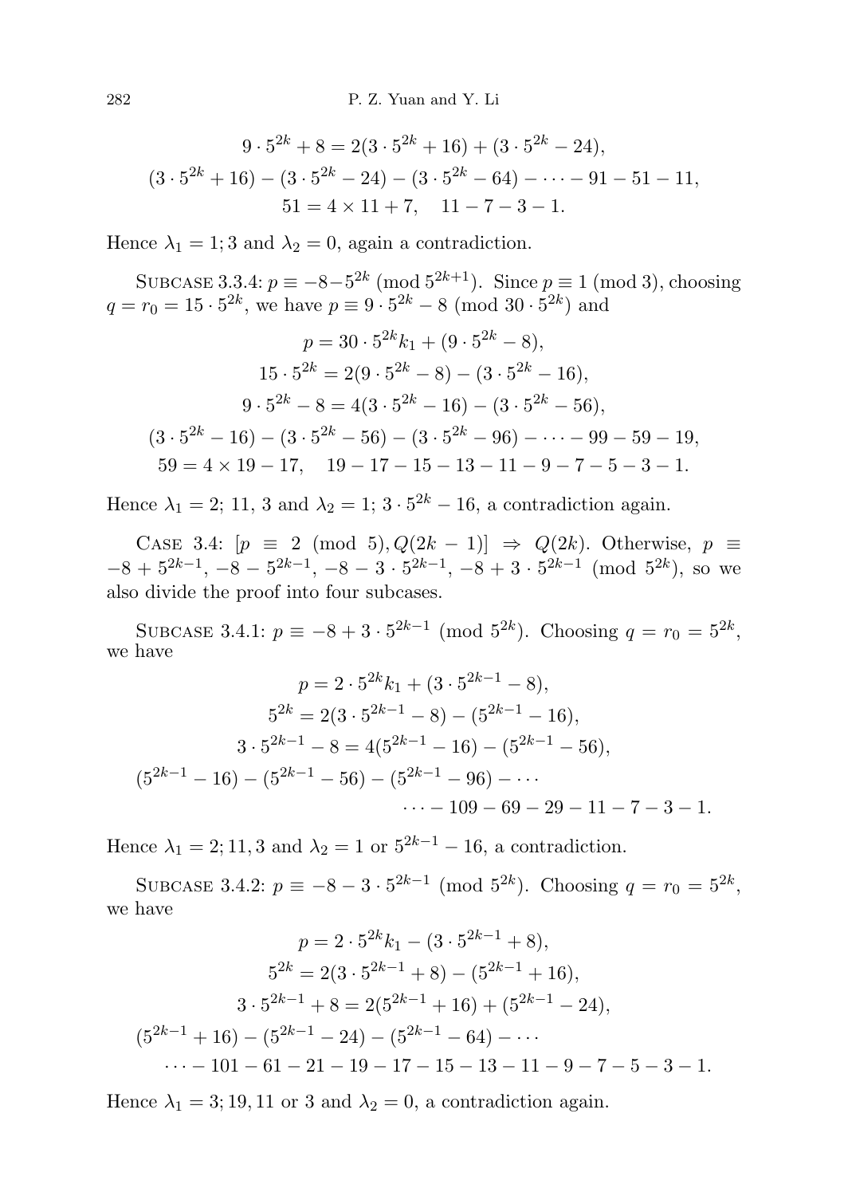$$9 \cdot 5^{2k} + 8 = 2(3 \cdot 5^{2k} + 16) + (3 \cdot 5^{2k} - 24),$$
$$(3 \cdot 5^{2k} + 16) - (3 \cdot 5^{2k} - 24) - (3 \cdot 5^{2k} - 64) - \cdots - 91 - 51 - 11,$$
$$51 = 4 \times 11 + 7, \quad 11 - 7 - 3 - 1.$$

Hence $\lambda_1 = 1; 3$ and $\lambda_2 = 0$, again a contradiction.

SUBCASE 3.3.4: $p \equiv -8 - 5^{2k} \pmod{5^{2k+1}}$. Since $p \equiv 1 \pmod 3$, choosing $q = r_0 = 15 \cdot 5^{2k}$, we have $p \equiv 9 \cdot 5^{2k} - 8 \pmod{30 \cdot 5^{2k}}$ and

$$p = 30 \cdot 5^{2k} k_1 + (9 \cdot 5^{2k} - 8),$$
$$15 \cdot 5^{2k} = 2(9 \cdot 5^{2k} - 8) - (3 \cdot 5^{2k} - 16),$$
$$9 \cdot 5^{2k} - 8 = 4(3 \cdot 5^{2k} - 16) - (3 \cdot 5^{2k} - 56),$$
$$(3 \cdot 5^{2k} - 16) - (3 \cdot 5^{2k} - 56) - (3 \cdot 5^{2k} - 96) - \cdots - 99 - 59 - 19,$$
$$59 = 4 \times 19 - 17, \quad 19 - 17 - 15 - 13 - 11 - 9 - 7 - 5 - 3 - 1.$$

Hence $\lambda_1 = 2;\ 11,\ 3$ and $\lambda_2 = 1;\ 3 \cdot 5^{2k} - 16$, a contradiction again.

CASE 3.4: $[p \equiv 2 \pmod 5, Q(2k-1)] \Rightarrow Q(2k)$. Otherwise, $p \equiv -8 + 5^{2k-1}$, $-8 - 5^{2k-1}$, $-8 - 3 \cdot 5^{2k-1}$, $-8 + 3 \cdot 5^{2k-1} \pmod{5^{2k}}$, so we also divide the proof into four subcases.

SUBCASE 3.4.1: $p \equiv -8 + 3 \cdot 5^{2k-1} \pmod{5^{2k}}$. Choosing $q = r_0 = 5^{2k}$, we have

$$p = 2 \cdot 5^{2k} k_1 + (3 \cdot 5^{2k-1} - 8),$$
$$5^{2k} = 2(3 \cdot 5^{2k-1} - 8) - (5^{2k-1} - 16),$$
$$3 \cdot 5^{2k-1} - 8 = 4(5^{2k-1} - 16) - (5^{2k-1} - 56),$$
$$(5^{2k-1} - 16) - (5^{2k-1} - 56) - (5^{2k-1} - 96) - \cdots$$
$$\cdots - 109 - 69 - 29 - 11 - 7 - 3 - 1.$$

Hence $\lambda_1 = 2; 11, 3$ and $\lambda_2 = 1$ or $5^{2k-1} - 16$, a contradiction.

SUBCASE 3.4.2: $p \equiv -8 - 3 \cdot 5^{2k-1} \pmod{5^{2k}}$. Choosing $q = r_0 = 5^{2k}$, we have

$$p = 2 \cdot 5^{2k} k_1 - (3 \cdot 5^{2k-1} + 8),$$
$$5^{2k} = 2(3 \cdot 5^{2k-1} + 8) - (5^{2k-1} + 16),$$
$$3 \cdot 5^{2k-1} + 8 = 2(5^{2k-1} + 16) + (5^{2k-1} - 24),$$
$$(5^{2k-1} + 16) - (5^{2k-1} - 24) - (5^{2k-1} - 64) - \cdots$$
$$\cdots - 101 - 61 - 21 - 19 - 17 - 15 - 13 - 11 - 9 - 7 - 5 - 3 - 1.$$

Hence $\lambda_1 = 3; 19, 11$ or $3$ and $\lambda_2 = 0$, a contradiction again.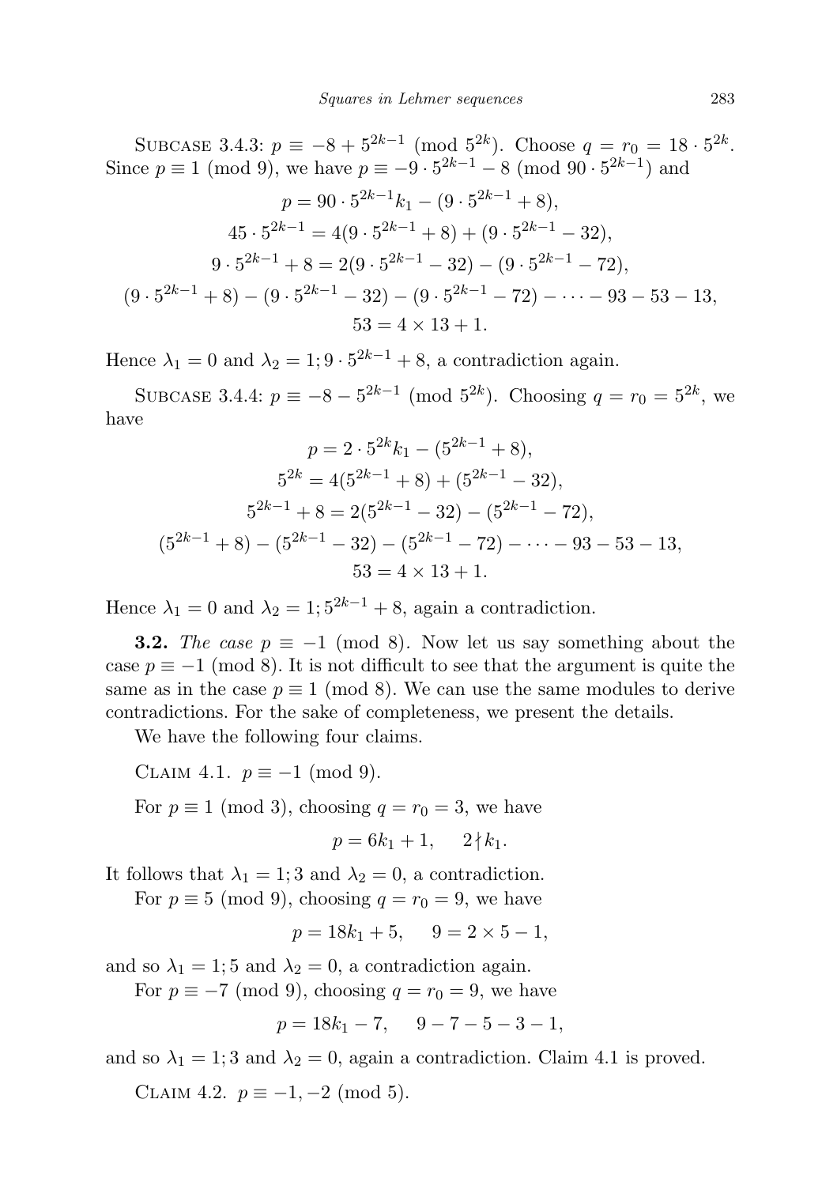Subcase 3.4.3: $p \equiv -8 + 5^{2k-1} \pmod{5^{2k}}$. Choose $q = r_0 = 18 \cdot 5^{2k}$. Since $p \equiv 1 \pmod 9$, we have $p \equiv -9 \cdot 5^{2k-1} - 8 \pmod{90 \cdot 5^{2k-1}}$ and

$$p = 90 \cdot 5^{2k-1} k_1 - (9 \cdot 5^{2k-1} + 8),$$

$$45 \cdot 5^{2k-1} = 4(9 \cdot 5^{2k-1} + 8) + (9 \cdot 5^{2k-1} - 32),$$

$$9 \cdot 5^{2k-1} + 8 = 2(9 \cdot 5^{2k-1} - 32) - (9 \cdot 5^{2k-1} - 72),$$

$$(9 \cdot 5^{2k-1} + 8) - (9 \cdot 5^{2k-1} - 32) - (9 \cdot 5^{2k-1} - 72) - \cdots - 93 - 53 - 13,$$

$$53 = 4 \times 13 + 1.$$

Hence $\lambda_1 = 0$ and $\lambda_2 = 1; 9 \cdot 5^{2k-1} + 8$, a contradiction again.

Subcase 3.4.4: $p \equiv -8 - 5^{2k-1} \pmod{5^{2k}}$. Choosing $q = r_0 = 5^{2k}$, we have

$$p = 2 \cdot 5^{2k} k_1 - (5^{2k-1} + 8),$$

$$5^{2k} = 4(5^{2k-1} + 8) + (5^{2k-1} - 32),$$

$$5^{2k-1} + 8 = 2(5^{2k-1} - 32) - (5^{2k-1} - 72),$$

$$(5^{2k-1} + 8) - (5^{2k-1} - 32) - (5^{2k-1} - 72) - \cdots - 93 - 53 - 13,$$

$$53 = 4 \times 13 + 1.$$

Hence $\lambda_1 = 0$ and $\lambda_2 = 1; 5^{2k-1} + 8$, again a contradiction.

**3.2.** *The case* $p \equiv -1 \pmod 8$. Now let us say something about the case $p \equiv -1 \pmod 8$. It is not difficult to see that the argument is quite the same as in the case $p \equiv 1 \pmod 8$. We can use the same modules to derive contradictions. For the sake of completeness, we present the details.

We have the following four claims.

Claim 4.1. $p \equiv -1 \pmod 9$.

For $p \equiv 1 \pmod 3$, choosing $q = r_0 = 3$, we have

$$p = 6k_1 + 1, \quad 2 \nmid k_1.$$

It follows that $\lambda_1 = 1; 3$ and $\lambda_2 = 0$, a contradiction.

For $p \equiv 5 \pmod 9$, choosing $q = r_0 = 9$, we have

$$p = 18k_1 + 5, \quad 9 = 2 \times 5 - 1,$$

and so $\lambda_1 = 1; 5$ and $\lambda_2 = 0$, a contradiction again.

For $p \equiv -7 \pmod 9$, choosing $q = r_0 = 9$, we have

$$p = 18k_1 - 7, \quad 9 - 7 - 5 - 3 - 1,$$

and so $\lambda_1 = 1; 3$ and $\lambda_2 = 0$, again a contradiction. Claim 4.1 is proved.

Claim 4.2. $p \equiv -1, -2 \pmod 5$.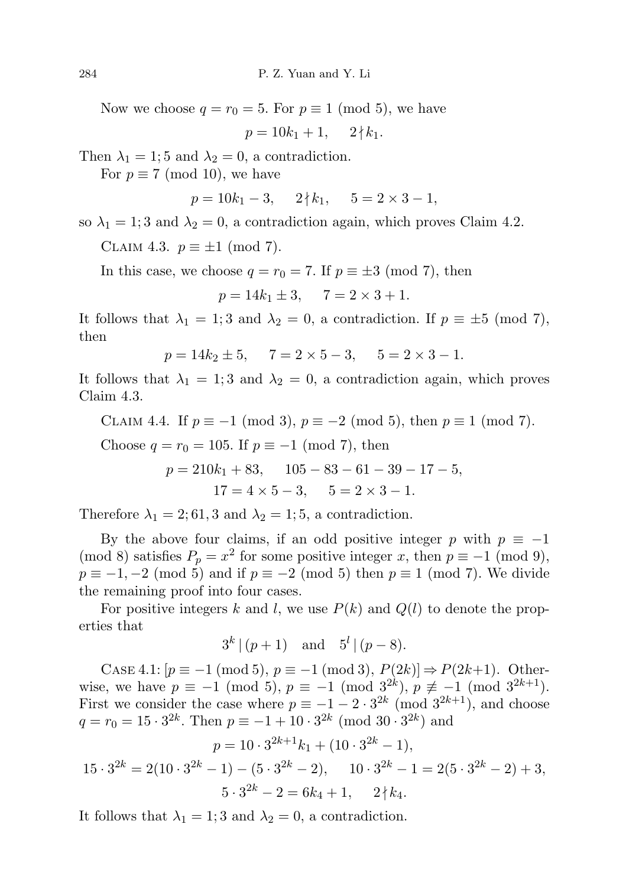Now we choose $q = r_0 = 5$. For $p \equiv 1 \pmod 5$, we have

$$p = 10k_1 + 1, \quad 2 \nmid k_1.$$

Then $\lambda_1 = 1; 5$ and $\lambda_2 = 0$, a contradiction.

For $p \equiv 7 \pmod{10}$, we have

$$p = 10k_1 - 3, \quad 2 \nmid k_1, \quad 5 = 2 \times 3 - 1,$$

so $\lambda_1 = 1; 3$ and $\lambda_2 = 0$, a contradiction again, which proves Claim 4.2.

Claim 4.3. $p \equiv \pm 1 \pmod 7$.

In this case, we choose $q = r_0 = 7$. If $p \equiv \pm 3 \pmod 7$, then

$$p = 14k_1 \pm 3, \quad 7 = 2 \times 3 + 1.$$

It follows that $\lambda_1 = 1; 3$ and $\lambda_2 = 0$, a contradiction. If $p \equiv \pm 5 \pmod 7$, then

$$p = 14k_2 \pm 5, \quad 7 = 2 \times 5 - 3, \quad 5 = 2 \times 3 - 1.$$

It follows that $\lambda_1 = 1; 3$ and $\lambda_2 = 0$, a contradiction again, which proves Claim 4.3.

Claim 4.4. If $p \equiv -1 \pmod 3$, $p \equiv -2 \pmod 5$, then $p \equiv 1 \pmod 7$.

Choose $q = r_0 = 105$. If $p \equiv -1 \pmod 7$, then

$$p = 210k_1 + 83, \quad 105 - 83 - 61 - 39 - 17 - 5,$$
$$17 = 4 \times 5 - 3, \quad 5 = 2 \times 3 - 1.$$

Therefore $\lambda_1 = 2; 61, 3$ and $\lambda_2 = 1; 5$, a contradiction.

By the above four claims, if an odd positive integer $p$ with $p \equiv -1 \pmod 8$ satisfies $P_p = x^2$ for some positive integer $x$, then $p \equiv -1 \pmod 9$, $p \equiv -1, -2 \pmod 5$ and if $p \equiv -2 \pmod 5$ then $p \equiv 1 \pmod 7$. We divide the remaining proof into four cases.

For positive integers $k$ and $l$, we use $P(k)$ and $Q(l)$ to denote the properties that

$$3^k \mid (p+1) \quad \text{and} \quad 5^l \mid (p-8).$$

Case 4.1: $[p \equiv -1 \pmod 5,\ p \equiv -1 \pmod 3,\ P(2k)] \Rightarrow P(2k+1)$. Otherwise, we have $p \equiv -1 \pmod 5$, $p \equiv -1 \pmod{3^{2k}}$, $p \not\equiv -1 \pmod{3^{2k+1}}$. First we consider the case where $p \equiv -1 - 2 \cdot 3^{2k} \pmod{3^{2k+1}}$, and choose $q = r_0 = 15 \cdot 3^{2k}$. Then $p \equiv -1 + 10 \cdot 3^{2k} \pmod{30 \cdot 3^{2k}}$ and

$$p = 10 \cdot 3^{2k+1} k_1 + (10 \cdot 3^{2k} - 1),$$
$$15 \cdot 3^{2k} = 2(10 \cdot 3^{2k} - 1) - (5 \cdot 3^{2k} - 2), \quad 10 \cdot 3^{2k} - 1 = 2(5 \cdot 3^{2k} - 2) + 3,$$
$$5 \cdot 3^{2k} - 2 = 6k_4 + 1, \quad 2 \nmid k_4.$$

It follows that $\lambda_1 = 1; 3$ and $\lambda_2 = 0$, a contradiction.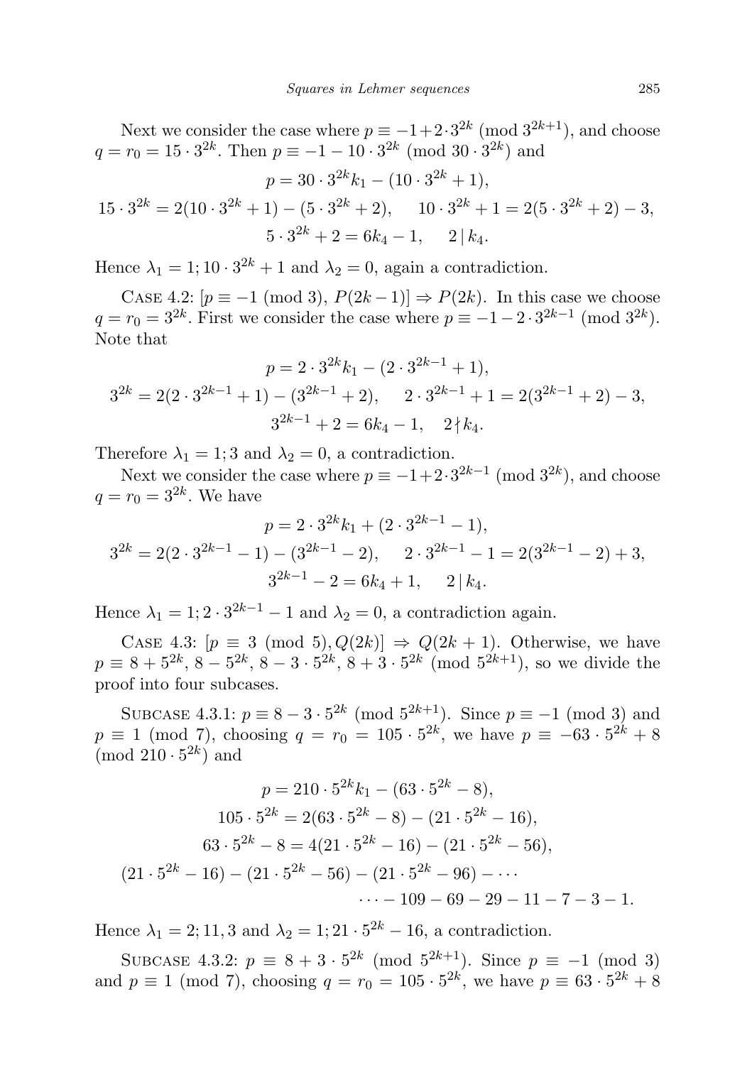Next we consider the case where $p \equiv -1+2\cdot 3^{2k} \pmod{3^{2k+1}}$, and choose $q = r_0 = 15\cdot 3^{2k}$. Then $p \equiv -1 - 10\cdot 3^{2k} \pmod{30\cdot 3^{2k}}$ and

$$p = 30\cdot 3^{2k}k_1 - (10\cdot 3^{2k}+1),$$

$$15\cdot 3^{2k} = 2(10\cdot 3^{2k}+1) - (5\cdot 3^{2k}+2), \qquad 10\cdot 3^{2k}+1 = 2(5\cdot 3^{2k}+2) - 3,$$

$$5\cdot 3^{2k}+2 = 6k_4 - 1, \qquad 2\,|\,k_4.$$

Hence $\lambda_1 = 1; 10\cdot 3^{2k}+1$ and $\lambda_2 = 0$, again a contradiction.

Case 4.2: $[p\equiv -1 \pmod 3),\, P(2k-1)] \Rightarrow P(2k)$. In this case we choose $q = r_0 = 3^{2k}$. First we consider the case where $p \equiv -1-2\cdot 3^{2k-1} \pmod{3^{2k}}$. Note that

$$p = 2\cdot 3^{2k}k_1 - (2\cdot 3^{2k-1}+1),$$

$$3^{2k} = 2(2\cdot 3^{2k-1}+1) - (3^{2k-1}+2), \qquad 2\cdot 3^{2k-1}+1 = 2(3^{2k-1}+2) - 3,$$

$$3^{2k-1}+2 = 6k_4 - 1, \quad 2\nmid k_4.$$

Therefore $\lambda_1 = 1; 3$ and $\lambda_2 = 0$, a contradiction.

Next we consider the case where $p \equiv -1+2\cdot 3^{2k-1} \pmod{3^{2k}}$, and choose $q = r_0 = 3^{2k}$. We have

$$p = 2\cdot 3^{2k}k_1 + (2\cdot 3^{2k-1}-1),$$

$$3^{2k} = 2(2\cdot 3^{2k-1}-1) - (3^{2k-1}-2), \qquad 2\cdot 3^{2k-1}-1 = 2(3^{2k-1}-2) + 3,$$

$$3^{2k-1}-2 = 6k_4 + 1, \qquad 2\,|\,k_4.$$

Hence $\lambda_1 = 1; 2\cdot 3^{2k-1}-1$ and $\lambda_2 = 0$, a contradiction again.

Case 4.3: $[p \equiv 3 \pmod 5), Q(2k)] \Rightarrow Q(2k+1)$. Otherwise, we have $p \equiv 8+5^{2k},\, 8-5^{2k},\, 8-3\cdot 5^{2k},\, 8+3\cdot 5^{2k} \pmod{5^{2k+1}}$, so we divide the proof into four subcases.

Subcase 4.3.1: $p \equiv 8-3\cdot 5^{2k} \pmod{5^{2k+1}}$. Since $p\equiv -1 \pmod 3$ and $p \equiv 1 \pmod 7$, choosing $q = r_0 = 105\cdot 5^{2k}$, we have $p \equiv -63\cdot 5^{2k}+8 \pmod{210\cdot 5^{2k}}$ and

$$p = 210\cdot 5^{2k}k_1 - (63\cdot 5^{2k}-8),$$

$$105\cdot 5^{2k} = 2(63\cdot 5^{2k}-8) - (21\cdot 5^{2k}-16),$$

$$63\cdot 5^{2k}-8 = 4(21\cdot 5^{2k}-16) - (21\cdot 5^{2k}-56),$$

$$(21\cdot 5^{2k}-16) - (21\cdot 5^{2k}-56) - (21\cdot 5^{2k}-96) - \cdots$$

$$\cdots - 109 - 69 - 29 - 11 - 7 - 3 - 1.$$

Hence $\lambda_1 = 2; 11, 3$ and $\lambda_2 = 1; 21\cdot 5^{2k}-16$, a contradiction.

Subcase 4.3.2: $p \equiv 8+3\cdot 5^{2k} \pmod{5^{2k+1}}$. Since $p \equiv -1 \pmod 3$ and $p \equiv 1 \pmod 7$, choosing $q = r_0 = 105\cdot 5^{2k}$, we have $p \equiv 63\cdot 5^{2k}+8$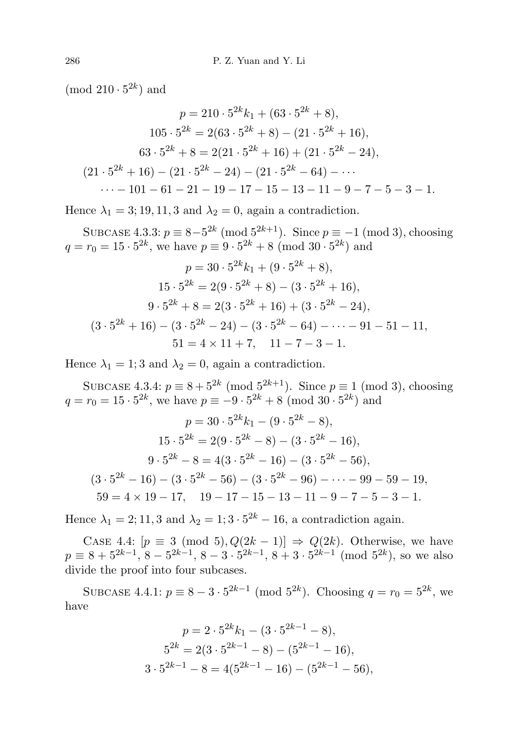(mod $210 \cdot 5^{2k}$) and

$$p = 210 \cdot 5^{2k} k_1 + (63 \cdot 5^{2k} + 8),$$
$$105 \cdot 5^{2k} = 2(63 \cdot 5^{2k} + 8) - (21 \cdot 5^{2k} + 16),$$
$$63 \cdot 5^{2k} + 8 = 2(21 \cdot 5^{2k} + 16) + (21 \cdot 5^{2k} - 24),$$
$$(21 \cdot 5^{2k} + 16) - (21 \cdot 5^{2k} - 24) - (21 \cdot 5^{2k} - 64) - \cdots$$
$$\cdots - 101 - 61 - 21 - 19 - 17 - 15 - 13 - 11 - 9 - 7 - 5 - 3 - 1.$$

Hence $\lambda_1 = 3; 19, 11, 3$ and $\lambda_2 = 0$, again a contradiction.

Subcase 4.3.3: $p \equiv 8 - 5^{2k} \pmod{5^{2k+1}}$. Since $p \equiv -1 \pmod 3$, choosing $q = r_0 = 15 \cdot 5^{2k}$, we have $p \equiv 9 \cdot 5^{2k} + 8 \pmod{30 \cdot 5^{2k}}$ and

$$p = 30 \cdot 5^{2k} k_1 + (9 \cdot 5^{2k} + 8),$$
$$15 \cdot 5^{2k} = 2(9 \cdot 5^{2k} + 8) - (3 \cdot 5^{2k} + 16),$$
$$9 \cdot 5^{2k} + 8 = 2(3 \cdot 5^{2k} + 16) + (3 \cdot 5^{2k} - 24),$$
$$(3 \cdot 5^{2k} + 16) - (3 \cdot 5^{2k} - 24) - (3 \cdot 5^{2k} - 64) - \cdots - 91 - 51 - 11,$$
$$51 = 4 \times 11 + 7, \quad 11 - 7 - 3 - 1.$$

Hence $\lambda_1 = 1; 3$ and $\lambda_2 = 0$, again a contradiction.

Subcase 4.3.4: $p \equiv 8 + 5^{2k} \pmod{5^{2k+1}}$. Since $p \equiv 1 \pmod 3$, choosing $q = r_0 = 15 \cdot 5^{2k}$, we have $p \equiv -9 \cdot 5^{2k} + 8 \pmod{30 \cdot 5^{2k}}$ and

$$p = 30 \cdot 5^{2k} k_1 - (9 \cdot 5^{2k} - 8),$$
$$15 \cdot 5^{2k} = 2(9 \cdot 5^{2k} - 8) - (3 \cdot 5^{2k} - 16),$$
$$9 \cdot 5^{2k} - 8 = 4(3 \cdot 5^{2k} - 16) - (3 \cdot 5^{2k} - 56),$$
$$(3 \cdot 5^{2k} - 16) - (3 \cdot 5^{2k} - 56) - (3 \cdot 5^{2k} - 96) - \cdots - 99 - 59 - 19,$$
$$59 = 4 \times 19 - 17, \quad 19 - 17 - 15 - 13 - 11 - 9 - 7 - 5 - 3 - 1.$$

Hence $\lambda_1 = 2; 11, 3$ and $\lambda_2 = 1; 3 \cdot 5^{2k} - 16$, a contradiction again.

Case 4.4: $[p \equiv 3 \pmod 5, Q(2k-1)] \Rightarrow Q(2k)$. Otherwise, we have $p \equiv 8 + 5^{2k-1},\ 8 - 5^{2k-1},\ 8 - 3 \cdot 5^{2k-1},\ 8 + 3 \cdot 5^{2k-1} \pmod{5^{2k}}$, so we also divide the proof into four subcases.

Subcase 4.4.1: $p \equiv 8 - 3 \cdot 5^{2k-1} \pmod{5^{2k}}$. Choosing $q = r_0 = 5^{2k}$, we have

$$p = 2 \cdot 5^{2k} k_1 - (3 \cdot 5^{2k-1} - 8),$$
$$5^{2k} = 2(3 \cdot 5^{2k-1} - 8) - (5^{2k-1} - 16),$$
$$3 \cdot 5^{2k-1} - 8 = 4(5^{2k-1} - 16) - (5^{2k-1} - 56),$$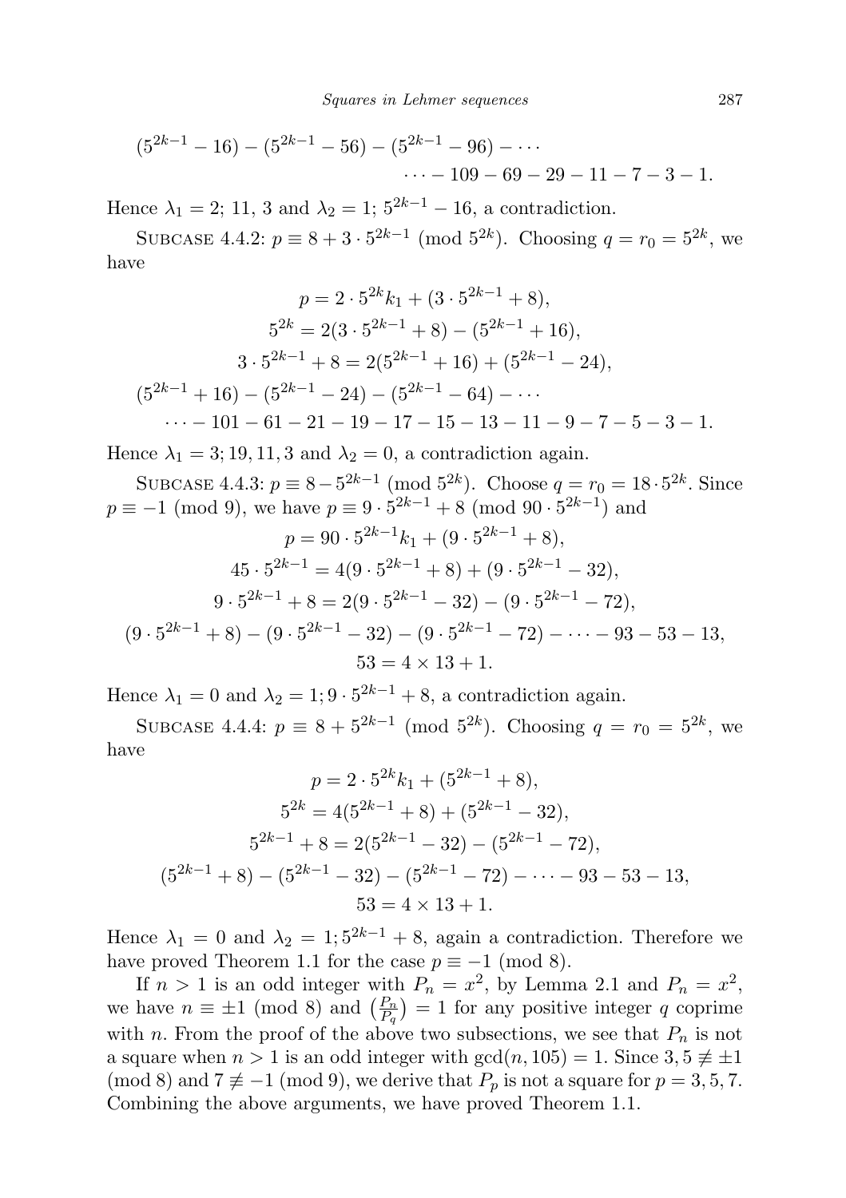$$(5^{2k-1}-16)-(5^{2k-1}-56)-(5^{2k-1}-96)-\cdots$$
$$\cdots-109-69-29-11-7-3-1.$$

Hence $\lambda_1 = 2$; 11, 3 and $\lambda_2 = 1$; $5^{2k-1}-16$, a contradiction.

Subcase 4.4.2: $p \equiv 8+3\cdot 5^{2k-1} \pmod{5^{2k}}$. Choosing $q = r_0 = 5^{2k}$, we have

$$p = 2\cdot 5^{2k}k_1 + (3\cdot 5^{2k-1}+8),$$
$$5^{2k} = 2(3\cdot 5^{2k-1}+8)-(5^{2k-1}+16),$$
$$3\cdot 5^{2k-1}+8 = 2(5^{2k-1}+16)+(5^{2k-1}-24),$$
$$(5^{2k-1}+16)-(5^{2k-1}-24)-(5^{2k-1}-64)-\cdots$$
$$\cdots-101-61-21-19-17-15-13-11-9-7-5-3-1.$$

Hence $\lambda_1 = 3; 19, 11, 3$ and $\lambda_2 = 0$, a contradiction again.

Subcase 4.4.3: $p \equiv 8-5^{2k-1} \pmod{5^{2k}}$. Choose $q = r_0 = 18\cdot 5^{2k}$. Since $p \equiv -1 \pmod 9$, we have $p \equiv 9\cdot 5^{2k-1}+8 \pmod{90\cdot 5^{2k-1}}$ and

$$p = 90\cdot 5^{2k-1}k_1 + (9\cdot 5^{2k-1}+8),$$
$$45\cdot 5^{2k-1} = 4(9\cdot 5^{2k-1}+8)+(9\cdot 5^{2k-1}-32),$$
$$9\cdot 5^{2k-1}+8 = 2(9\cdot 5^{2k-1}-32)-(9\cdot 5^{2k-1}-72),$$
$$(9\cdot 5^{2k-1}+8)-(9\cdot 5^{2k-1}-32)-(9\cdot 5^{2k-1}-72)-\cdots-93-53-13,$$
$$53 = 4\times 13+1.$$

Hence $\lambda_1 = 0$ and $\lambda_2 = 1; 9\cdot 5^{2k-1}+8$, a contradiction again.

Subcase 4.4.4: $p \equiv 8+5^{2k-1} \pmod{5^{2k}}$. Choosing $q = r_0 = 5^{2k}$, we have

$$p = 2\cdot 5^{2k}k_1 + (5^{2k-1}+8),$$
$$5^{2k} = 4(5^{2k-1}+8)+(5^{2k-1}-32),$$
$$5^{2k-1}+8 = 2(5^{2k-1}-32)-(5^{2k-1}-72),$$
$$(5^{2k-1}+8)-(5^{2k-1}-32)-(5^{2k-1}-72)-\cdots-93-53-13,$$
$$53 = 4\times 13+1.$$

Hence $\lambda_1 = 0$ and $\lambda_2 = 1; 5^{2k-1}+8$, again a contradiction. Therefore we have proved Theorem 1.1 for the case $p \equiv -1 \pmod 8$.

If $n > 1$ is an odd integer with $P_n = x^2$, by Lemma 2.1 and $P_n = x^2$, we have $n \equiv \pm 1 \pmod 8$ and $\left(\frac{P_n}{P_q}\right) = 1$ for any positive integer $q$ coprime with $n$. From the proof of the above two subsections, we see that $P_n$ is not a square when $n > 1$ is an odd integer with $\gcd(n, 105) = 1$. Since $3, 5 \not\equiv \pm 1 \pmod 8$ and $7 \not\equiv -1 \pmod 9$, we derive that $P_p$ is not a square for $p = 3, 5, 7$. Combining the above arguments, we have proved Theorem 1.1.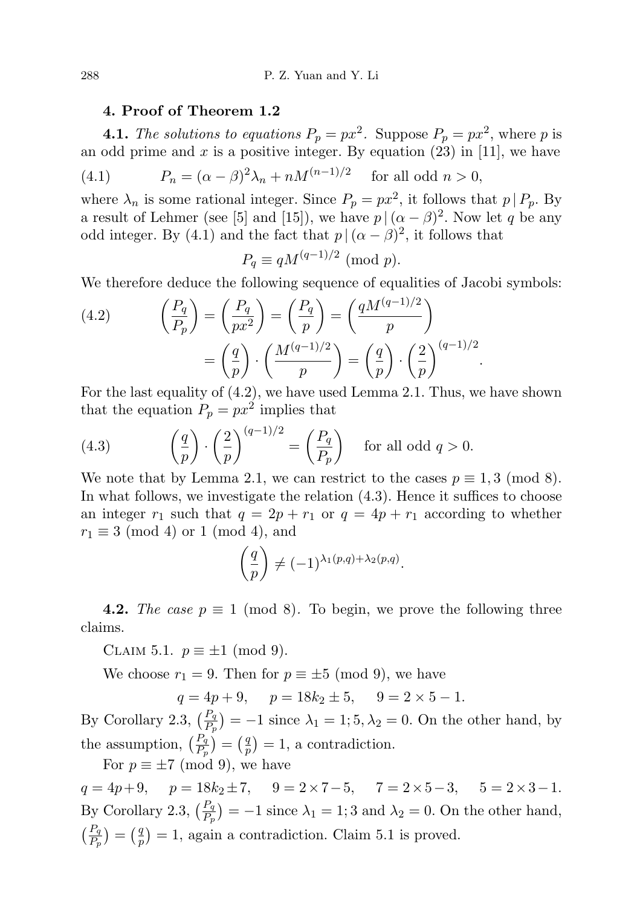## 4. Proof of Theorem 1.2

**4.1.** *The solutions to equations $P_p = px^2$.* Suppose $P_p = px^2$, where $p$ is an odd prime and $x$ is a positive integer. By equation (23) in [11], we have

$$P_n = (\alpha-\beta)^2\lambda_n + nM^{(n-1)/2} \quad \text{for all odd } n>0, \tag{4.1}$$

where $\lambda_n$ is some rational integer. Since $P_p = px^2$, it follows that $p \mid P_p$. By a result of Lehmer (see [5] and [15]), we have $p \mid (\alpha-\beta)^2$. Now let $q$ be any odd integer. By (4.1) and the fact that $p \mid (\alpha-\beta)^2$, it follows that

$$P_q \equiv qM^{(q-1)/2} \pmod p.$$

We therefore deduce the following sequence of equalities of Jacobi symbols:

$$\begin{aligned}\left(\frac{P_q}{P_p}\right) &= \left(\frac{P_q}{px^2}\right) = \left(\frac{P_q}{p}\right) = \left(\frac{qM^{(q-1)/2}}{p}\right) \\ &= \left(\frac{q}{p}\right)\cdot\left(\frac{M^{(q-1)/2}}{p}\right) = \left(\frac{q}{p}\right)\cdot\left(\frac{2}{p}\right)^{(q-1)/2}.\end{aligned} \tag{4.2}$$

For the last equality of (4.2), we have used Lemma 2.1. Thus, we have shown that the equation $P_p = px^2$ implies that

$$\left(\frac{q}{p}\right)\cdot\left(\frac{2}{p}\right)^{(q-1)/2} = \left(\frac{P_q}{P_p}\right) \quad \text{for all odd } q>0. \tag{4.3}$$

We note that by Lemma 2.1, we can restrict to the cases $p \equiv 1, 3 \pmod 8$. In what follows, we investigate the relation (4.3). Hence it suffices to choose an integer $r_1$ such that $q = 2p + r_1$ or $q = 4p + r_1$ according to whether $r_1 \equiv 3 \pmod 4$ or $1 \pmod 4$, and

$$\left(\frac{q}{p}\right) \neq (-1)^{\lambda_1(p,q)+\lambda_2(p,q)}.$$

**4.2.** *The case $p \equiv 1 \pmod 8$.* To begin, we prove the following three claims.

Claim 5.1. $p \equiv \pm 1 \pmod 9$.

We choose $r_1 = 9$. Then for $p \equiv \pm 5 \pmod 9$, we have

$$q = 4p+9, \quad p = 18k_2 \pm 5, \quad 9 = 2\times 5 - 1.$$

By Corollary 2.3, $\left(\frac{P_q}{P_p}\right) = -1$ since $\lambda_1 = 1; 5, \lambda_2 = 0$. On the other hand, by the assumption, $\left(\frac{P_q}{P_p}\right) = \left(\frac{q}{p}\right) = 1$, a contradiction.

For $p \equiv \pm 7 \pmod 9$, we have

$$q = 4p+9, \quad p = 18k_2 \pm 7, \quad 9 = 2\times 7 - 5, \quad 7 = 2\times 5 - 3, \quad 5 = 2\times 3 - 1.$$

By Corollary 2.3, $\left(\frac{P_q}{P_p}\right) = -1$ since $\lambda_1 = 1; 3$ and $\lambda_2 = 0$. On the other hand, $\left(\frac{P_q}{P_p}\right) = \left(\frac{q}{p}\right) = 1$, again a contradiction. Claim 5.1 is proved.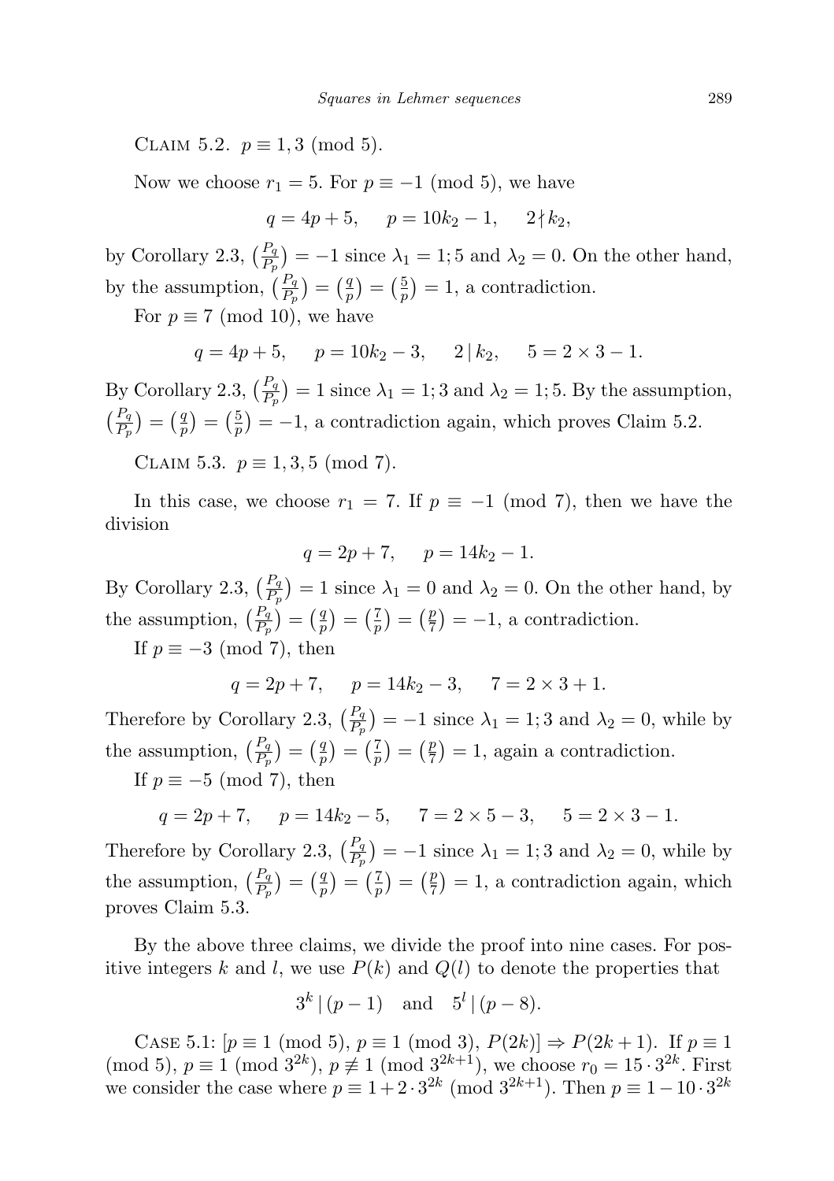Claim 5.2. $p \equiv 1, 3 \pmod 5$.

Now we choose $r_1 = 5$. For $p \equiv -1 \pmod 5$, we have

$$q = 4p + 5, \quad p = 10k_2 - 1, \quad 2 \nmid k_2,$$

by Corollary 2.3, $\left(\frac{P_q}{P_p}\right) = -1$ since $\lambda_1 = 1; 5$ and $\lambda_2 = 0$. On the other hand, by the assumption, $\left(\frac{P_q}{P_p}\right) = \left(\frac{q}{p}\right) = \left(\frac{5}{p}\right) = 1$, a contradiction.

For $p \equiv 7 \pmod{10}$, we have

$$q = 4p + 5, \quad p = 10k_2 - 3, \quad 2 \mid k_2, \quad 5 = 2 \times 3 - 1.$$

By Corollary 2.3, $\left(\frac{P_q}{P_p}\right) = 1$ since $\lambda_1 = 1; 3$ and $\lambda_2 = 1; 5$. By the assumption, $\left(\frac{P_q}{P_p}\right) = \left(\frac{q}{p}\right) = \left(\frac{5}{p}\right) = -1$, a contradiction again, which proves Claim 5.2.

Claim 5.3. $p \equiv 1, 3, 5 \pmod 7$.

In this case, we choose $r_1 = 7$. If $p \equiv -1 \pmod 7$, then we have the division

$$q = 2p + 7, \quad p = 14k_2 - 1.$$

By Corollary 2.3, $\left(\frac{P_q}{P_p}\right) = 1$ since $\lambda_1 = 0$ and $\lambda_2 = 0$. On the other hand, by the assumption, $\left(\frac{P_q}{P_p}\right) = \left(\frac{q}{p}\right) = \left(\frac{7}{p}\right) = \left(\frac{p}{7}\right) = -1$, a contradiction.

If $p \equiv -3 \pmod 7$, then

$$q = 2p + 7, \quad p = 14k_2 - 3, \quad 7 = 2 \times 3 + 1.$$

Therefore by Corollary 2.3, $\left(\frac{P_q}{P_p}\right) = -1$ since $\lambda_1 = 1; 3$ and $\lambda_2 = 0$, while by the assumption, $\left(\frac{P_q}{P_p}\right) = \left(\frac{q}{p}\right) = \left(\frac{7}{p}\right) = \left(\frac{p}{7}\right) = 1$, again a contradiction.

If $p \equiv -5 \pmod 7$, then

$$q = 2p + 7, \quad p = 14k_2 - 5, \quad 7 = 2 \times 5 - 3, \quad 5 = 2 \times 3 - 1.$$

Therefore by Corollary 2.3, $\left(\frac{P_q}{P_p}\right) = -1$ since $\lambda_1 = 1; 3$ and $\lambda_2 = 0$, while by the assumption, $\left(\frac{P_q}{P_p}\right) = \left(\frac{q}{p}\right) = \left(\frac{7}{p}\right) = \left(\frac{p}{7}\right) = 1$, a contradiction again, which proves Claim 5.3.

By the above three claims, we divide the proof into nine cases. For positive integers $k$ and $l$, we use $P(k)$ and $Q(l)$ to denote the properties that

$$3^k \mid (p - 1) \quad \text{and} \quad 5^l \mid (p - 8).$$

Case 5.1: $[p \equiv 1 \pmod 5,\ p \equiv 1 \pmod 3,\ P(2k)] \Rightarrow P(2k+1)$. If $p \equiv 1 \pmod 5$, $p \equiv 1 \pmod{3^{2k}}$, $p \not\equiv 1 \pmod{3^{2k+1}}$, we choose $r_0 = 15 \cdot 3^{2k}$. First we consider the case where $p \equiv 1 + 2 \cdot 3^{2k} \pmod{3^{2k+1}}$. Then $p \equiv 1 - 10 \cdot 3^{2k}$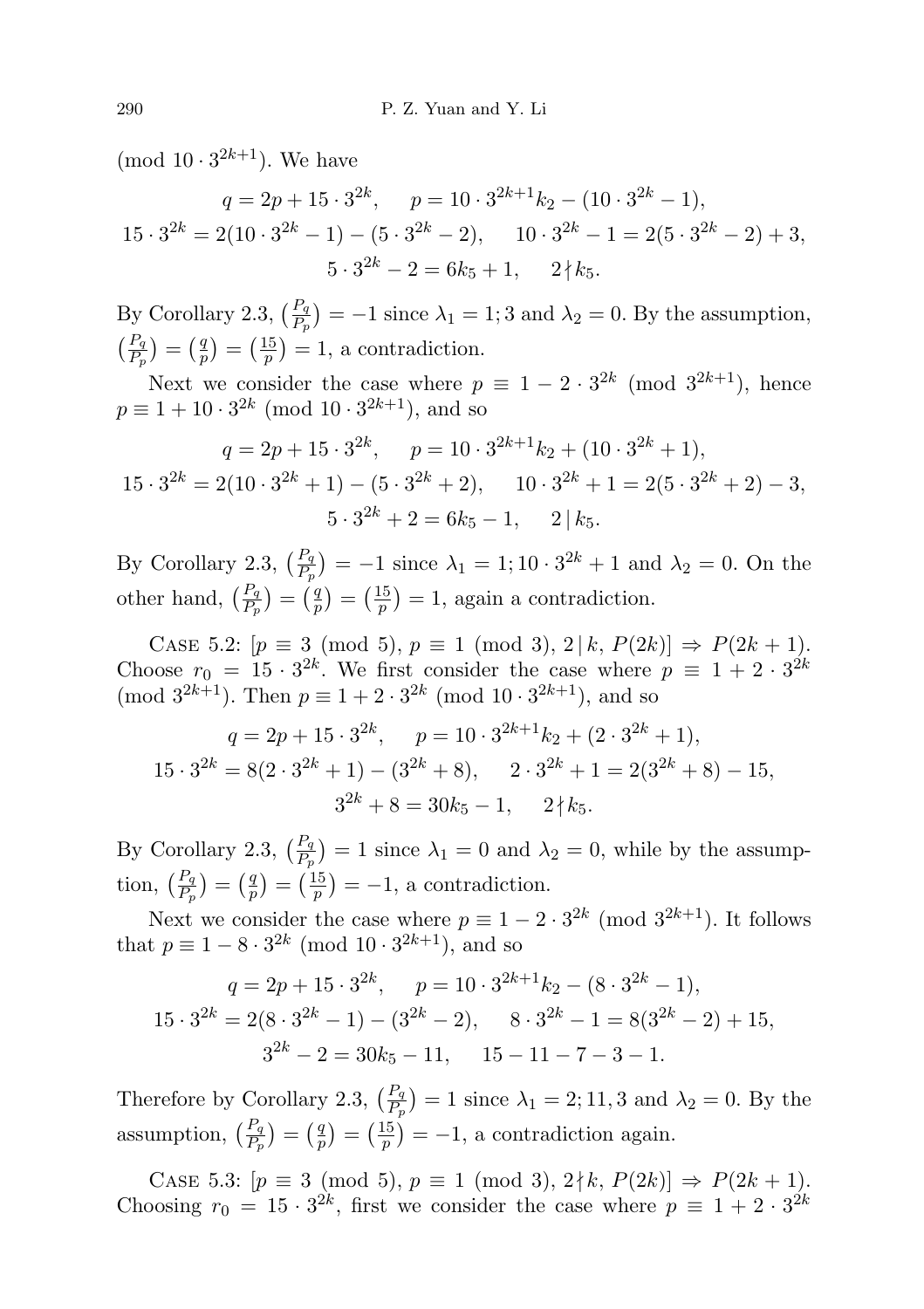(mod $10 \cdot 3^{2k+1}$). We have

$$q = 2p + 15 \cdot 3^{2k}, \quad p = 10 \cdot 3^{2k+1}k_2 - (10 \cdot 3^{2k} - 1),$$
$$15 \cdot 3^{2k} = 2(10 \cdot 3^{2k} - 1) - (5 \cdot 3^{2k} - 2), \quad 10 \cdot 3^{2k} - 1 = 2(5 \cdot 3^{2k} - 2) + 3,$$
$$5 \cdot 3^{2k} - 2 = 6k_5 + 1, \quad 2 \nmid k_5.$$

By Corollary 2.3, $\big(\frac{P_q}{P_p}\big) = -1$ since $\lambda_1 = 1; 3$ and $\lambda_2 = 0$. By the assumption, $\big(\frac{P_q}{P_p}\big) = \big(\frac{q}{p}\big) = \big(\frac{15}{p}\big) = 1$, a contradiction.

Next we consider the case where $p \equiv 1 - 2 \cdot 3^{2k} \pmod{3^{2k+1}}$, hence $p \equiv 1 + 10 \cdot 3^{2k} \pmod{10 \cdot 3^{2k+1}}$, and so

$$q = 2p + 15 \cdot 3^{2k}, \quad p = 10 \cdot 3^{2k+1}k_2 + (10 \cdot 3^{2k} + 1),$$
$$15 \cdot 3^{2k} = 2(10 \cdot 3^{2k} + 1) - (5 \cdot 3^{2k} + 2), \quad 10 \cdot 3^{2k} + 1 = 2(5 \cdot 3^{2k} + 2) - 3,$$
$$5 \cdot 3^{2k} + 2 = 6k_5 - 1, \quad 2 \mid k_5.$$

By Corollary 2.3, $\big(\frac{P_q}{P_p}\big) = -1$ since $\lambda_1 = 1; 10 \cdot 3^{2k} + 1$ and $\lambda_2 = 0$. On the other hand, $\big(\frac{P_q}{P_p}\big) = \big(\frac{q}{p}\big) = \big(\frac{15}{p}\big) = 1$, again a contradiction.

Case 5.2: [$p \equiv 3 \pmod 5$, $p \equiv 1 \pmod 3$, $2 \mid k$, $P(2k)$] $\Rightarrow P(2k+1)$. Choose $r_0 = 15 \cdot 3^{2k}$. We first consider the case where $p \equiv 1 + 2 \cdot 3^{2k} \pmod{3^{2k+1}}$. Then $p \equiv 1 + 2 \cdot 3^{2k} \pmod{10 \cdot 3^{2k+1}}$, and so

$$q = 2p + 15 \cdot 3^{2k}, \quad p = 10 \cdot 3^{2k+1}k_2 + (2 \cdot 3^{2k} + 1),$$
$$15 \cdot 3^{2k} = 8(2 \cdot 3^{2k} + 1) - (3^{2k} + 8), \quad 2 \cdot 3^{2k} + 1 = 2(3^{2k} + 8) - 15,$$
$$3^{2k} + 8 = 30k_5 - 1, \quad 2 \nmid k_5.$$

By Corollary 2.3, $\big(\frac{P_q}{P_p}\big) = 1$ since $\lambda_1 = 0$ and $\lambda_2 = 0$, while by the assumption, $\big(\frac{P_q}{P_p}\big) = \big(\frac{q}{p}\big) = \big(\frac{15}{p}\big) = -1$, a contradiction.

Next we consider the case where $p \equiv 1 - 2 \cdot 3^{2k} \pmod{3^{2k+1}}$. It follows that $p \equiv 1 - 8 \cdot 3^{2k} \pmod{10 \cdot 3^{2k+1}}$, and so

$$q = 2p + 15 \cdot 3^{2k}, \quad p = 10 \cdot 3^{2k+1}k_2 - (8 \cdot 3^{2k} - 1),$$
$$15 \cdot 3^{2k} = 2(8 \cdot 3^{2k} - 1) - (3^{2k} - 2), \quad 8 \cdot 3^{2k} - 1 = 8(3^{2k} - 2) + 15,$$
$$3^{2k} - 2 = 30k_5 - 11, \quad 15 - 11 - 7 - 3 - 1.$$

Therefore by Corollary 2.3, $\big(\frac{P_q}{P_p}\big) = 1$ since $\lambda_1 = 2; 11, 3$ and $\lambda_2 = 0$. By the assumption, $\big(\frac{P_q}{P_p}\big) = \big(\frac{q}{p}\big) = \big(\frac{15}{p}\big) = -1$, a contradiction again.

Case 5.3: [$p \equiv 3 \pmod 5$, $p \equiv 1 \pmod 3$, $2 \nmid k$, $P(2k)$] $\Rightarrow P(2k+1)$. Choosing $r_0 = 15 \cdot 3^{2k}$, first we consider the case where $p \equiv 1 + 2 \cdot 3^{2k}$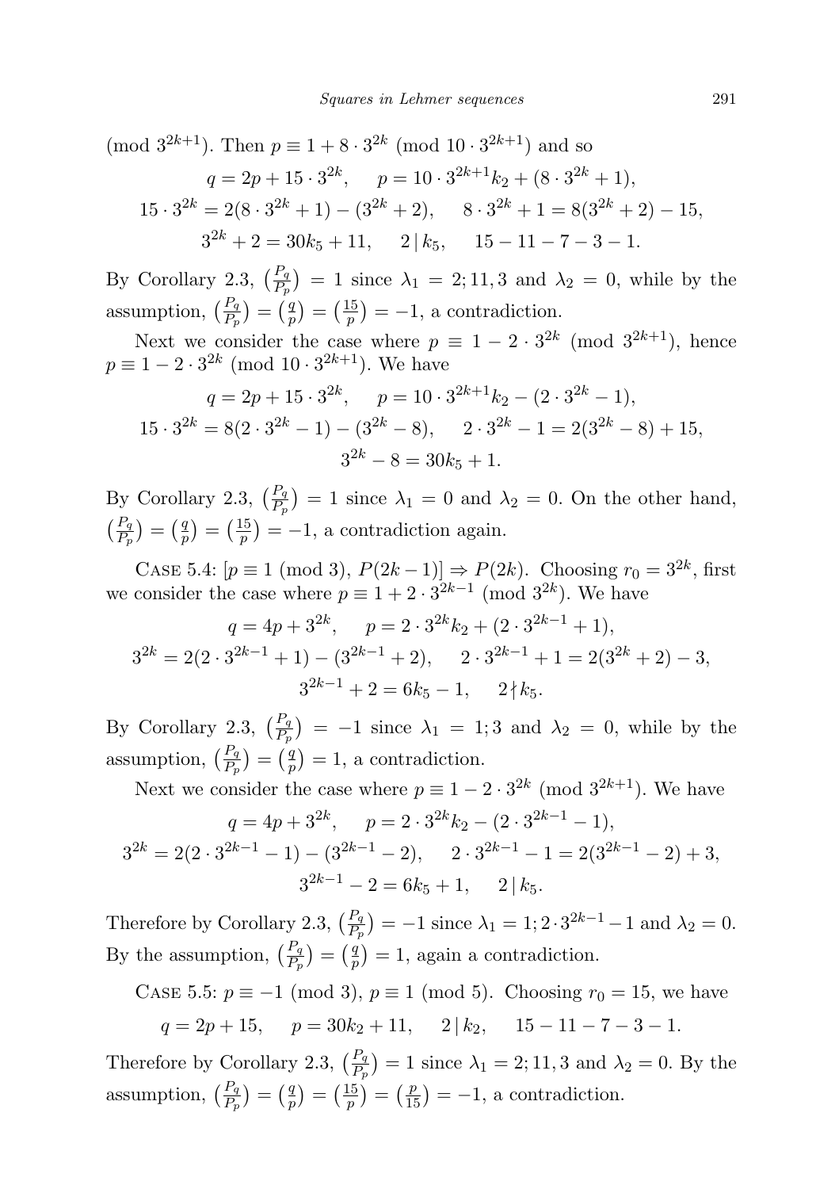(mod $3^{2k+1}$). Then $p \equiv 1 + 8 \cdot 3^{2k} \pmod{10 \cdot 3^{2k+1}}$ and so

$$q = 2p + 15 \cdot 3^{2k}, \quad p = 10 \cdot 3^{2k+1}k_2 + (8 \cdot 3^{2k} + 1),$$
$$15 \cdot 3^{2k} = 2(8 \cdot 3^{2k} + 1) - (3^{2k} + 2), \quad 8 \cdot 3^{2k} + 1 = 8(3^{2k} + 2) - 15,$$
$$3^{2k} + 2 = 30k_5 + 11, \quad 2 \mid k_5, \quad 15 - 11 - 7 - 3 - 1.$$

By Corollary 2.3, $\left(\frac{P_q}{P_p}\right) = 1$ since $\lambda_1 = 2; 11, 3$ and $\lambda_2 = 0$, while by the assumption, $\left(\frac{P_q}{P_p}\right) = \left(\frac{q}{p}\right) = \left(\frac{15}{p}\right) = -1$, a contradiction.

Next we consider the case where $p \equiv 1 - 2 \cdot 3^{2k} \pmod{3^{2k+1}}$, hence $p \equiv 1 - 2 \cdot 3^{2k} \pmod{10 \cdot 3^{2k+1}}$. We have

$$q = 2p + 15 \cdot 3^{2k}, \quad p = 10 \cdot 3^{2k+1}k_2 - (2 \cdot 3^{2k} - 1),$$
$$15 \cdot 3^{2k} = 8(2 \cdot 3^{2k} - 1) - (3^{2k} - 8), \quad 2 \cdot 3^{2k} - 1 = 2(3^{2k} - 8) + 15,$$
$$3^{2k} - 8 = 30k_5 + 1.$$

By Corollary 2.3, $\left(\frac{P_q}{P_p}\right) = 1$ since $\lambda_1 = 0$ and $\lambda_2 = 0$. On the other hand, $\left(\frac{P_q}{P_p}\right) = \left(\frac{q}{p}\right) = \left(\frac{15}{p}\right) = -1$, a contradiction again.

Case 5.4: $[p \equiv 1 \pmod 3,\ P(2k-1)] \Rightarrow P(2k)$. Choosing $r_0 = 3^{2k}$, first we consider the case where $p \equiv 1 + 2 \cdot 3^{2k-1} \pmod{3^{2k}}$. We have

$$q = 4p + 3^{2k}, \quad p = 2 \cdot 3^{2k}k_2 + (2 \cdot 3^{2k-1} + 1),$$
$$3^{2k} = 2(2 \cdot 3^{2k-1} + 1) - (3^{2k-1} + 2), \quad 2 \cdot 3^{2k-1} + 1 = 2(3^{2k} + 2) - 3,$$
$$3^{2k-1} + 2 = 6k_5 - 1, \quad 2 \nmid k_5.$$

By Corollary 2.3, $\left(\frac{P_q}{P_p}\right) = -1$ since $\lambda_1 = 1; 3$ and $\lambda_2 = 0$, while by the assumption, $\left(\frac{P_q}{P_p}\right) = \left(\frac{q}{p}\right) = 1$, a contradiction.

Next we consider the case where $p \equiv 1 - 2 \cdot 3^{2k} \pmod{3^{2k+1}}$. We have

$$q = 4p + 3^{2k}, \quad p = 2 \cdot 3^{2k}k_2 - (2 \cdot 3^{2k-1} - 1),$$
$$3^{2k} = 2(2 \cdot 3^{2k-1} - 1) - (3^{2k-1} - 2), \quad 2 \cdot 3^{2k-1} - 1 = 2(3^{2k-1} - 2) + 3,$$
$$3^{2k-1} - 2 = 6k_5 + 1, \quad 2 \mid k_5.$$

Therefore by Corollary 2.3, $\left(\frac{P_q}{P_p}\right) = -1$ since $\lambda_1 = 1; 2 \cdot 3^{2k-1} - 1$ and $\lambda_2 = 0$. By the assumption, $\left(\frac{P_q}{P_p}\right) = \left(\frac{q}{p}\right) = 1$, again a contradiction.

Case 5.5: $p \equiv -1 \pmod 3$, $p \equiv 1 \pmod 5$. Choosing $r_0 = 15$, we have

$$q = 2p + 15, \quad p = 30k_2 + 11, \quad 2 \mid k_2, \quad 15 - 11 - 7 - 3 - 1.$$

Therefore by Corollary 2.3, $\left(\frac{P_q}{P_p}\right) = 1$ since $\lambda_1 = 2; 11, 3$ and $\lambda_2 = 0$. By the assumption, $\left(\frac{P_q}{P_p}\right) = \left(\frac{q}{p}\right) = \left(\frac{15}{p}\right) = \left(\frac{p}{15}\right) = -1$, a contradiction.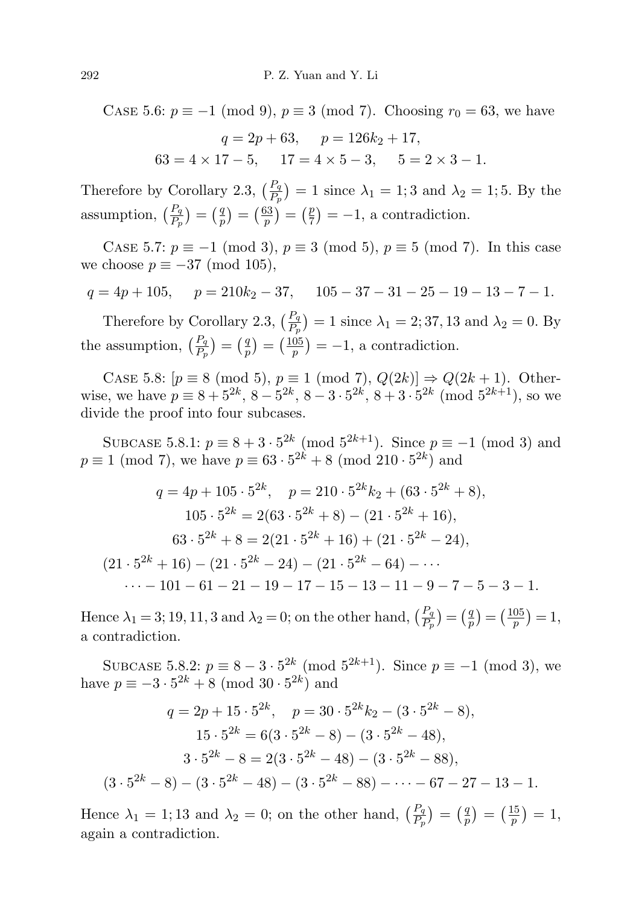Case 5.6: $p \equiv -1 \pmod 9$, $p \equiv 3 \pmod 7$. Choosing $r_0 = 63$, we have

$$q = 2p + 63, \quad p = 126k_2 + 17,$$
$$63 = 4 \times 17 - 5, \quad 17 = 4 \times 5 - 3, \quad 5 = 2 \times 3 - 1.$$

Therefore by Corollary 2.3, $\left(\frac{P_q}{P_p}\right) = 1$ since $\lambda_1 = 1; 3$ and $\lambda_2 = 1; 5$. By the assumption, $\left(\frac{P_q}{P_p}\right) = \left(\frac{q}{p}\right) = \left(\frac{63}{p}\right) = \left(\frac{p}{7}\right) = -1$, a contradiction.

Case 5.7: $p \equiv -1 \pmod 3$, $p \equiv 3 \pmod 5$, $p \equiv 5 \pmod 7$. In this case we choose $p \equiv -37 \pmod{105}$,

$$q = 4p + 105, \quad p = 210k_2 - 37, \quad 105 - 37 - 31 - 25 - 19 - 13 - 7 - 1.$$

Therefore by Corollary 2.3, $\left(\frac{P_q}{P_p}\right) = 1$ since $\lambda_1 = 2; 37, 13$ and $\lambda_2 = 0$. By the assumption, $\left(\frac{P_q}{P_p}\right) = \left(\frac{q}{p}\right) = \left(\frac{105}{p}\right) = -1$, a contradiction.

Case 5.8: $[p \equiv 8 \pmod 5,\ p \equiv 1 \pmod 7,\ Q(2k)] \Rightarrow Q(2k+1)$. Otherwise, we have $p \equiv 8 + 5^{2k},\ 8 - 5^{2k},\ 8 - 3 \cdot 5^{2k},\ 8 + 3 \cdot 5^{2k} \pmod{5^{2k+1}}$, so we divide the proof into four subcases.

Subcase 5.8.1: $p \equiv 8 + 3 \cdot 5^{2k} \pmod{5^{2k+1}}$. Since $p \equiv -1 \pmod 3$ and $p \equiv 1 \pmod 7$, we have $p \equiv 63 \cdot 5^{2k} + 8 \pmod{210 \cdot 5^{2k}}$ and

$$q = 4p + 105 \cdot 5^{2k}, \quad p = 210 \cdot 5^{2k} k_2 + (63 \cdot 5^{2k} + 8),$$
$$105 \cdot 5^{2k} = 2(63 \cdot 5^{2k} + 8) - (21 \cdot 5^{2k} + 16),$$
$$63 \cdot 5^{2k} + 8 = 2(21 \cdot 5^{2k} + 16) + (21 \cdot 5^{2k} - 24),$$
$$(21 \cdot 5^{2k} + 16) - (21 \cdot 5^{2k} - 24) - (21 \cdot 5^{2k} - 64) - \cdots$$
$$\cdots - 101 - 61 - 21 - 19 - 17 - 15 - 13 - 11 - 9 - 7 - 5 - 3 - 1.$$

Hence $\lambda_1 = 3; 19, 11, 3$ and $\lambda_2 = 0$; on the other hand, $\left(\frac{P_q}{P_p}\right) = \left(\frac{q}{p}\right) = \left(\frac{105}{p}\right) = 1$, a contradiction.

Subcase 5.8.2: $p \equiv 8 - 3 \cdot 5^{2k} \pmod{5^{2k+1}}$. Since $p \equiv -1 \pmod 3$, we have $p \equiv -3 \cdot 5^{2k} + 8 \pmod{30 \cdot 5^{2k}}$ and

$$q = 2p + 15 \cdot 5^{2k}, \quad p = 30 \cdot 5^{2k} k_2 - (3 \cdot 5^{2k} - 8),$$
$$15 \cdot 5^{2k} = 6(3 \cdot 5^{2k} - 8) - (3 \cdot 5^{2k} - 48),$$
$$3 \cdot 5^{2k} - 8 = 2(3 \cdot 5^{2k} - 48) - (3 \cdot 5^{2k} - 88),$$
$$(3 \cdot 5^{2k} - 8) - (3 \cdot 5^{2k} - 48) - (3 \cdot 5^{2k} - 88) - \cdots - 67 - 27 - 13 - 1.$$

Hence $\lambda_1 = 1; 13$ and $\lambda_2 = 0$; on the other hand, $\left(\frac{P_q}{P_p}\right) = \left(\frac{q}{p}\right) = \left(\frac{15}{p}\right) = 1$, again a contradiction.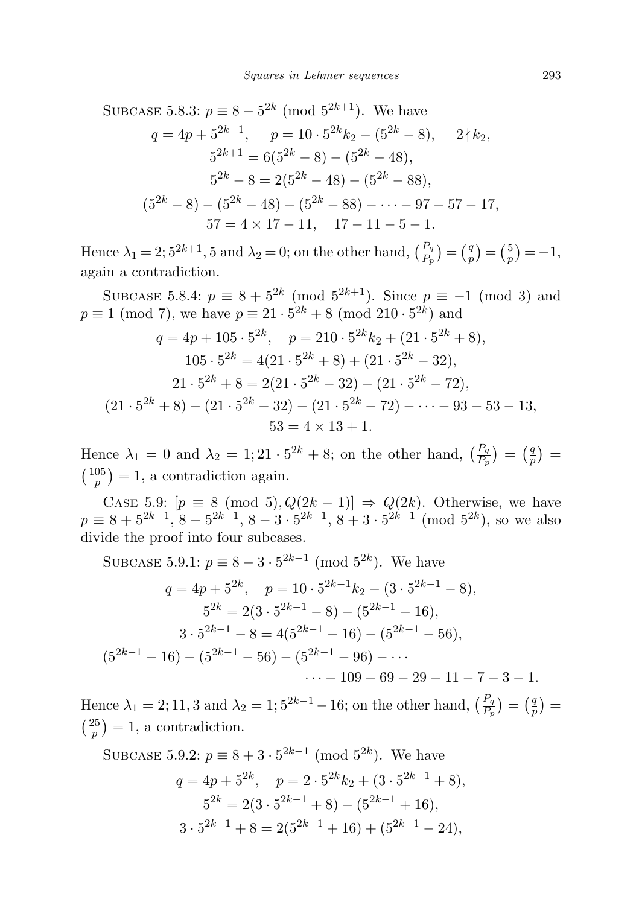Subcase 5.8.3: $p \equiv 8 - 5^{2k} \pmod{5^{2k+1}}$. We have

$$q = 4p + 5^{2k+1}, \quad p = 10 \cdot 5^{2k} k_2 - (5^{2k} - 8), \quad 2 \nmid k_2,$$
$$5^{2k+1} = 6(5^{2k} - 8) - (5^{2k} - 48),$$
$$5^{2k} - 8 = 2(5^{2k} - 48) - (5^{2k} - 88),$$
$$(5^{2k} - 8) - (5^{2k} - 48) - (5^{2k} - 88) - \cdots - 97 - 57 - 17,$$
$$57 = 4 \times 17 - 11, \quad 17 - 11 - 5 - 1.$$

Hence $\lambda_1 = 2; 5^{2k+1}, 5$ and $\lambda_2 = 0$; on the other hand, $\left(\frac{P_q}{P_p}\right) = \left(\frac{q}{p}\right) = \left(\frac{5}{p}\right) = -1$, again a contradiction.

Subcase 5.8.4: $p \equiv 8 + 5^{2k} \pmod{5^{2k+1}}$. Since $p \equiv -1 \pmod 3$ and $p \equiv 1 \pmod 7$, we have $p \equiv 21 \cdot 5^{2k} + 8 \pmod{210 \cdot 5^{2k}}$ and

$$q = 4p + 105 \cdot 5^{2k}, \quad p = 210 \cdot 5^{2k} k_2 + (21 \cdot 5^{2k} + 8),$$
$$105 \cdot 5^{2k} = 4(21 \cdot 5^{2k} + 8) + (21 \cdot 5^{2k} - 32),$$
$$21 \cdot 5^{2k} + 8 = 2(21 \cdot 5^{2k} - 32) - (21 \cdot 5^{2k} - 72),$$
$$(21 \cdot 5^{2k} + 8) - (21 \cdot 5^{2k} - 32) - (21 \cdot 5^{2k} - 72) - \cdots - 93 - 53 - 13,$$
$$53 = 4 \times 13 + 1.$$

Hence $\lambda_1 = 0$ and $\lambda_2 = 1; 21 \cdot 5^{2k} + 8$; on the other hand, $\left(\frac{P_q}{P_p}\right) = \left(\frac{q}{p}\right) = \left(\frac{105}{p}\right) = 1$, a contradiction again.

Case 5.9: $[p \equiv 8 \pmod 5, Q(2k-1)] \Rightarrow Q(2k)$. Otherwise, we have $p \equiv 8 + 5^{2k-1}, 8 - 5^{2k-1}, 8 - 3 \cdot 5^{2k-1}, 8 + 3 \cdot 5^{2k-1} \pmod{5^{2k}}$, so we also divide the proof into four subcases.

Subcase 5.9.1: $p \equiv 8 - 3 \cdot 5^{2k-1} \pmod{5^{2k}}$. We have

$$q = 4p + 5^{2k}, \quad p = 10 \cdot 5^{2k-1} k_2 - (3 \cdot 5^{2k-1} - 8),$$
$$5^{2k} = 2(3 \cdot 5^{2k-1} - 8) - (5^{2k-1} - 16),$$
$$3 \cdot 5^{2k-1} - 8 = 4(5^{2k-1} - 16) - (5^{2k-1} - 56),$$
$$(5^{2k-1} - 16) - (5^{2k-1} - 56) - (5^{2k-1} - 96) - \cdots$$
$$\cdots - 109 - 69 - 29 - 11 - 7 - 3 - 1.$$

Hence $\lambda_1 = 2; 11, 3$ and $\lambda_2 = 1; 5^{2k-1} - 16$; on the other hand, $\left(\frac{P_q}{P_p}\right) = \left(\frac{q}{p}\right) = \left(\frac{25}{p}\right) = 1$, a contradiction.

Subcase 5.9.2: $p \equiv 8 + 3 \cdot 5^{2k-1} \pmod{5^{2k}}$. We have

$$q = 4p + 5^{2k}, \quad p = 2 \cdot 5^{2k} k_2 + (3 \cdot 5^{2k-1} + 8),$$
$$5^{2k} = 2(3 \cdot 5^{2k-1} + 8) - (5^{2k-1} + 16),$$
$$3 \cdot 5^{2k-1} + 8 = 2(5^{2k-1} + 16) + (5^{2k-1} - 24),$$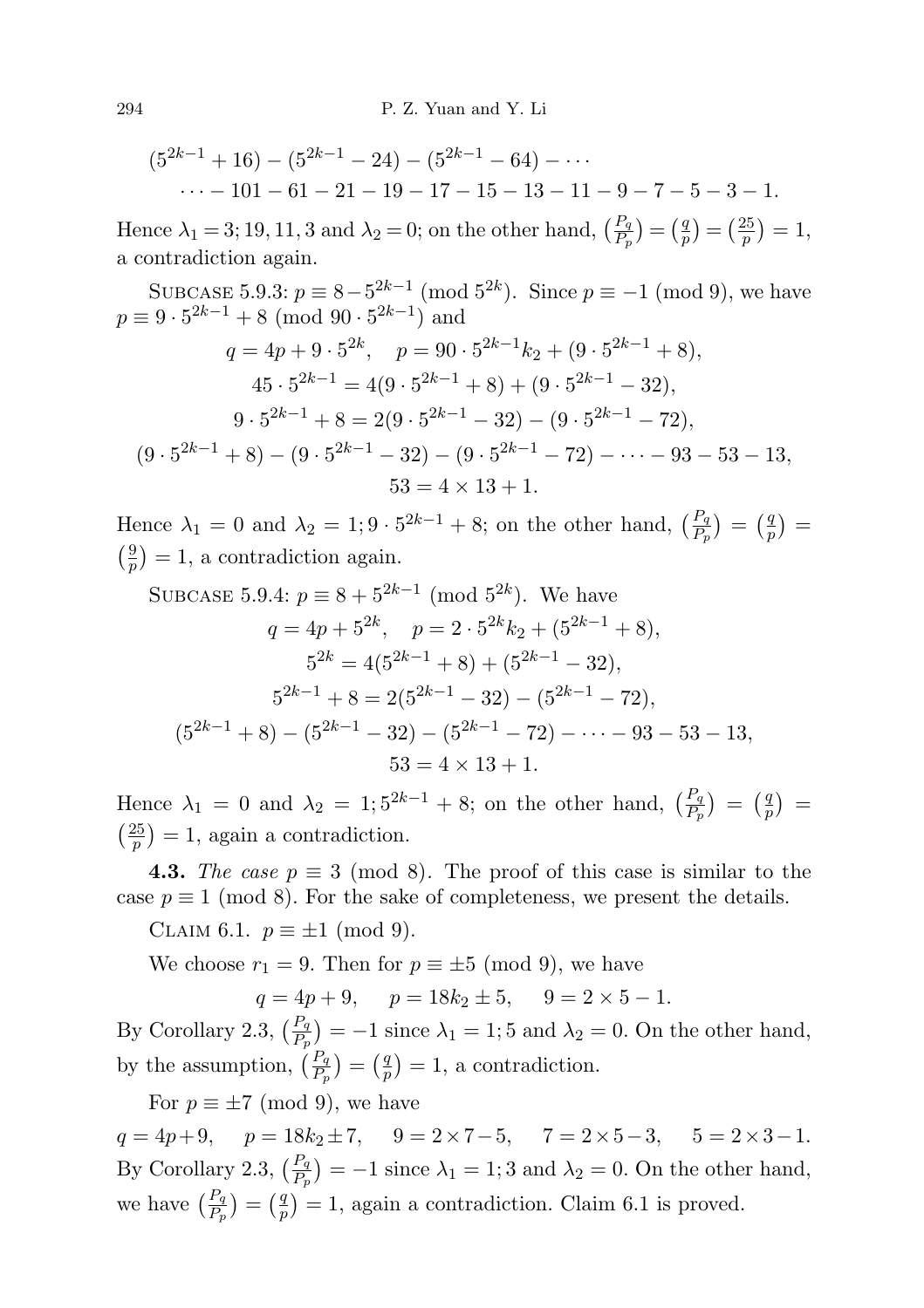$$(5^{2k-1}+16)-(5^{2k-1}-24)-(5^{2k-1}-64)-\cdots$$
$$\cdots-101-61-21-19-17-15-13-11-9-7-5-3-1.$$

Hence $\lambda_1 = 3; 19, 11, 3$ and $\lambda_2 = 0$; on the other hand, $\left(\frac{P_q}{P_p}\right) = \left(\frac{q}{p}\right) = \left(\frac{25}{p}\right) = 1$, a contradiction again.

Subcase 5.9.3: $p \equiv 8 - 5^{2k-1} \pmod{5^{2k}}$. Since $p \equiv -1 \pmod 9$, we have $p \equiv 9 \cdot 5^{2k-1} + 8 \pmod{90 \cdot 5^{2k-1}}$ and

$$q = 4p + 9 \cdot 5^{2k}, \quad p = 90 \cdot 5^{2k-1}k_2 + (9 \cdot 5^{2k-1} + 8),$$
$$45 \cdot 5^{2k-1} = 4(9 \cdot 5^{2k-1} + 8) + (9 \cdot 5^{2k-1} - 32),$$
$$9 \cdot 5^{2k-1} + 8 = 2(9 \cdot 5^{2k-1} - 32) - (9 \cdot 5^{2k-1} - 72),$$
$$(9 \cdot 5^{2k-1} + 8) - (9 \cdot 5^{2k-1} - 32) - (9 \cdot 5^{2k-1} - 72) - \cdots - 93 - 53 - 13,$$
$$53 = 4 \times 13 + 1.$$

Hence $\lambda_1 = 0$ and $\lambda_2 = 1; 9 \cdot 5^{2k-1} + 8$; on the other hand, $\left(\frac{P_q}{P_p}\right) = \left(\frac{q}{p}\right) = \left(\frac{9}{p}\right) = 1$, a contradiction again.

Subcase 5.9.4: $p \equiv 8 + 5^{2k-1} \pmod{5^{2k}}$. We have

$$q = 4p + 5^{2k}, \quad p = 2 \cdot 5^{2k}k_2 + (5^{2k-1} + 8),$$
$$5^{2k} = 4(5^{2k-1} + 8) + (5^{2k-1} - 32),$$
$$5^{2k-1} + 8 = 2(5^{2k-1} - 32) - (5^{2k-1} - 72),$$
$$(5^{2k-1} + 8) - (5^{2k-1} - 32) - (5^{2k-1} - 72) - \cdots - 93 - 53 - 13,$$
$$53 = 4 \times 13 + 1.$$

Hence $\lambda_1 = 0$ and $\lambda_2 = 1; 5^{2k-1} + 8$; on the other hand, $\left(\frac{P_q}{P_p}\right) = \left(\frac{q}{p}\right) = \left(\frac{25}{p}\right) = 1$, again a contradiction.

**4.3.** *The case $p \equiv 3 \pmod 8$.* The proof of this case is similar to the case $p \equiv 1 \pmod 8$. For the sake of completeness, we present the details.

Claim 6.1. $p \equiv \pm 1 \pmod 9$.

We choose $r_1 = 9$. Then for $p \equiv \pm 5 \pmod 9$, we have

$$q = 4p + 9, \quad p = 18k_2 \pm 5, \quad 9 = 2 \times 5 - 1.$$

By Corollary 2.3, $\left(\frac{P_q}{P_p}\right) = -1$ since $\lambda_1 = 1; 5$ and $\lambda_2 = 0$. On the other hand, by the assumption, $\left(\frac{P_q}{P_p}\right) = \left(\frac{q}{p}\right) = 1$, a contradiction.

For $p \equiv \pm 7 \pmod 9$, we have

$$q = 4p + 9, \quad p = 18k_2 \pm 7, \quad 9 = 2 \times 7 - 5, \quad 7 = 2 \times 5 - 3, \quad 5 = 2 \times 3 - 1.$$

By Corollary 2.3, $\left(\frac{P_q}{P_p}\right) = -1$ since $\lambda_1 = 1; 3$ and $\lambda_2 = 0$. On the other hand, we have $\left(\frac{P_q}{P_p}\right) = \left(\frac{q}{p}\right) = 1$, again a contradiction. Claim 6.1 is proved.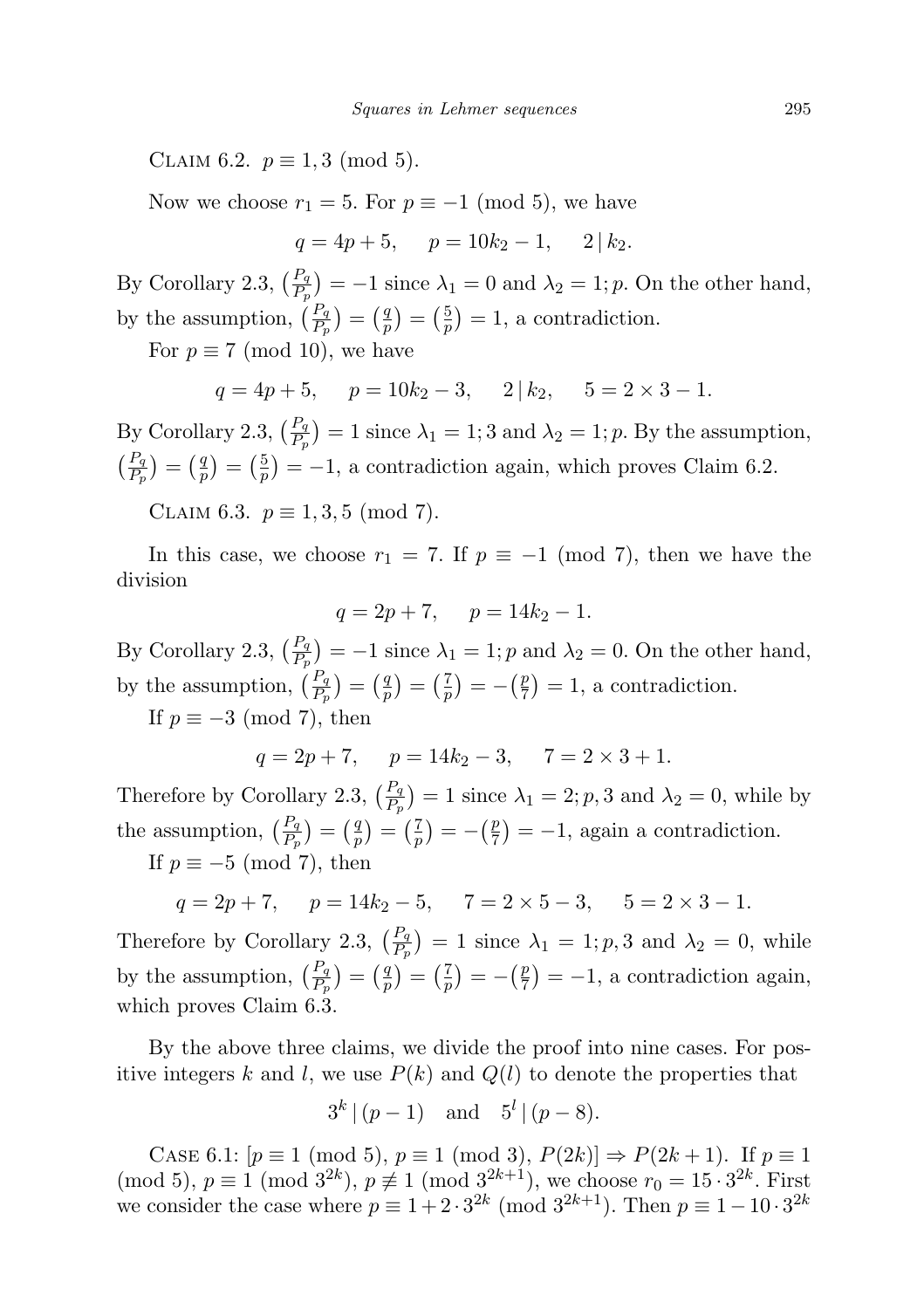Claim 6.2. $p \equiv 1, 3 \pmod 5$.

Now we choose $r_1 = 5$. For $p \equiv -1 \pmod 5$, we have

$$q = 4p + 5, \quad p = 10k_2 - 1, \quad 2 \mid k_2.$$

By Corollary 2.3, $\left(\frac{P_q}{P_p}\right) = -1$ since $\lambda_1 = 0$ and $\lambda_2 = 1; p$. On the other hand, by the assumption, $\left(\frac{P_q}{P_p}\right) = \left(\frac{q}{p}\right) = \left(\frac{5}{p}\right) = 1$, a contradiction.

For $p \equiv 7 \pmod{10}$, we have

$$q = 4p + 5, \quad p = 10k_2 - 3, \quad 2 \mid k_2, \quad 5 = 2 \times 3 - 1.$$

By Corollary 2.3, $\left(\frac{P_q}{P_p}\right) = 1$ since $\lambda_1 = 1; 3$ and $\lambda_2 = 1; p$. By the assumption, $\left(\frac{P_q}{P_p}\right) = \left(\frac{q}{p}\right) = \left(\frac{5}{p}\right) = -1$, a contradiction again, which proves Claim 6.2.

Claim 6.3. $p \equiv 1, 3, 5 \pmod 7$.

In this case, we choose $r_1 = 7$. If $p \equiv -1 \pmod 7$, then we have the division

$$q = 2p + 7, \quad p = 14k_2 - 1.$$

By Corollary 2.3, $\left(\frac{P_q}{P_p}\right) = -1$ since $\lambda_1 = 1; p$ and $\lambda_2 = 0$. On the other hand, by the assumption, $\left(\frac{P_q}{P_p}\right) = \left(\frac{q}{p}\right) = \left(\frac{7}{p}\right) = -\left(\frac{p}{7}\right) = 1$, a contradiction.

If $p \equiv -3 \pmod 7$, then

$$q = 2p + 7, \quad p = 14k_2 - 3, \quad 7 = 2 \times 3 + 1.$$

Therefore by Corollary 2.3, $\left(\frac{P_q}{P_p}\right) = 1$ since $\lambda_1 = 2; p, 3$ and $\lambda_2 = 0$, while by the assumption, $\left(\frac{P_q}{P_p}\right) = \left(\frac{q}{p}\right) = \left(\frac{7}{p}\right) = -\left(\frac{p}{7}\right) = -1$, again a contradiction.

If $p \equiv -5 \pmod 7$, then

$$q = 2p + 7, \quad p = 14k_2 - 5, \quad 7 = 2 \times 5 - 3, \quad 5 = 2 \times 3 - 1.$$

Therefore by Corollary 2.3, $\left(\frac{P_q}{P_p}\right) = 1$ since $\lambda_1 = 1; p, 3$ and $\lambda_2 = 0$, while by the assumption, $\left(\frac{P_q}{P_p}\right) = \left(\frac{q}{p}\right) = \left(\frac{7}{p}\right) = -\left(\frac{p}{7}\right) = -1$, a contradiction again, which proves Claim 6.3.

By the above three claims, we divide the proof into nine cases. For positive integers $k$ and $l$, we use $P(k)$ and $Q(l)$ to denote the properties that

$$3^k \mid (p - 1) \quad \text{and} \quad 5^l \mid (p - 8).$$

Case 6.1: $[p \equiv 1 \pmod 5,\ p \equiv 1 \pmod 3,\ P(2k)] \Rightarrow P(2k+1)$. If $p \equiv 1 \pmod 5$, $p \equiv 1 \pmod{3^{2k}}$, $p \not\equiv 1 \pmod{3^{2k+1}}$, we choose $r_0 = 15 \cdot 3^{2k}$. First we consider the case where $p \equiv 1 + 2 \cdot 3^{2k} \pmod{3^{2k+1}}$. Then $p \equiv 1 - 10 \cdot 3^{2k}$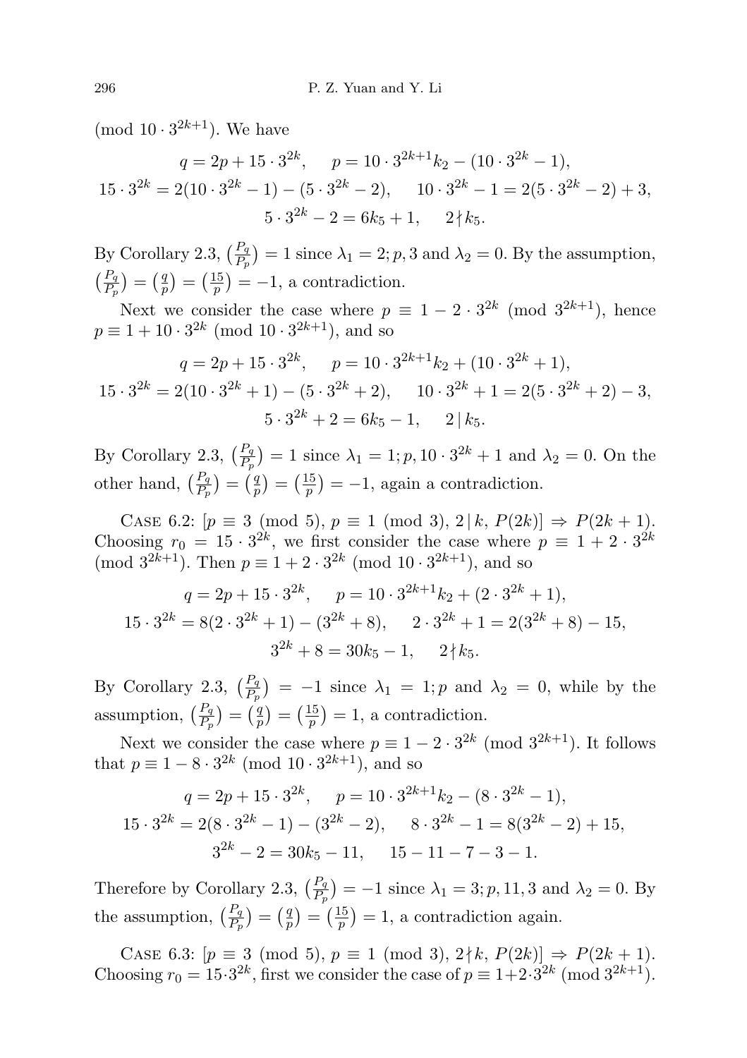(mod $10 \cdot 3^{2k+1}$). We have

$$q = 2p + 15 \cdot 3^{2k}, \quad p = 10 \cdot 3^{2k+1}k_2 - (10 \cdot 3^{2k} - 1),$$
$$15 \cdot 3^{2k} = 2(10 \cdot 3^{2k} - 1) - (5 \cdot 3^{2k} - 2), \quad 10 \cdot 3^{2k} - 1 = 2(5 \cdot 3^{2k} - 2) + 3,$$
$$5 \cdot 3^{2k} - 2 = 6k_5 + 1, \quad 2 \nmid k_5.$$

By Corollary 2.3, $\left(\frac{P_q}{P_p}\right) = 1$ since $\lambda_1 = 2; p, 3$ and $\lambda_2 = 0$. By the assumption, $\left(\frac{P_q}{P_p}\right) = \left(\frac{q}{p}\right) = \left(\frac{15}{p}\right) = -1$, a contradiction.

Next we consider the case where $p \equiv 1 - 2 \cdot 3^{2k} \pmod{3^{2k+1}}$, hence $p \equiv 1 + 10 \cdot 3^{2k} \pmod{10 \cdot 3^{2k+1}}$, and so

$$q = 2p + 15 \cdot 3^{2k}, \quad p = 10 \cdot 3^{2k+1}k_2 + (10 \cdot 3^{2k} + 1),$$
$$15 \cdot 3^{2k} = 2(10 \cdot 3^{2k} + 1) - (5 \cdot 3^{2k} + 2), \quad 10 \cdot 3^{2k} + 1 = 2(5 \cdot 3^{2k} + 2) - 3,$$
$$5 \cdot 3^{2k} + 2 = 6k_5 - 1, \quad 2 \mid k_5.$$

By Corollary 2.3, $\left(\frac{P_q}{P_p}\right) = 1$ since $\lambda_1 = 1; p, 10 \cdot 3^{2k} + 1$ and $\lambda_2 = 0$. On the other hand, $\left(\frac{P_q}{P_p}\right) = \left(\frac{q}{p}\right) = \left(\frac{15}{p}\right) = -1$, again a contradiction.

Case 6.2: $[p \equiv 3 \pmod 5,\ p \equiv 1 \pmod 3,\ 2 \mid k,\ P(2k)] \Rightarrow P(2k+1)$. Choosing $r_0 = 15 \cdot 3^{2k}$, we first consider the case where $p \equiv 1 + 2 \cdot 3^{2k} \pmod{3^{2k+1}}$. Then $p \equiv 1 + 2 \cdot 3^{2k} \pmod{10 \cdot 3^{2k+1}}$, and so

$$q = 2p + 15 \cdot 3^{2k}, \quad p = 10 \cdot 3^{2k+1}k_2 + (2 \cdot 3^{2k} + 1),$$
$$15 \cdot 3^{2k} = 8(2 \cdot 3^{2k} + 1) - (3^{2k} + 8), \quad 2 \cdot 3^{2k} + 1 = 2(3^{2k} + 8) - 15,$$
$$3^{2k} + 8 = 30k_5 - 1, \quad 2 \nmid k_5.$$

By Corollary 2.3, $\left(\frac{P_q}{P_p}\right) = -1$ since $\lambda_1 = 1; p$ and $\lambda_2 = 0$, while by the assumption, $\left(\frac{P_q}{P_p}\right) = \left(\frac{q}{p}\right) = \left(\frac{15}{p}\right) = 1$, a contradiction.

Next we consider the case where $p \equiv 1 - 2 \cdot 3^{2k} \pmod{3^{2k+1}}$. It follows that $p \equiv 1 - 8 \cdot 3^{2k} \pmod{10 \cdot 3^{2k+1}}$, and so

$$q = 2p + 15 \cdot 3^{2k}, \quad p = 10 \cdot 3^{2k+1}k_2 - (8 \cdot 3^{2k} - 1),$$
$$15 \cdot 3^{2k} = 2(8 \cdot 3^{2k} - 1) - (3^{2k} - 2), \quad 8 \cdot 3^{2k} - 1 = 8(3^{2k} - 2) + 15,$$
$$3^{2k} - 2 = 30k_5 - 11, \quad 15 - 11 - 7 - 3 - 1.$$

Therefore by Corollary 2.3, $\left(\frac{P_q}{P_p}\right) = -1$ since $\lambda_1 = 3; p, 11, 3$ and $\lambda_2 = 0$. By the assumption, $\left(\frac{P_q}{P_p}\right) = \left(\frac{q}{p}\right) = \left(\frac{15}{p}\right) = 1$, a contradiction again.

Case 6.3: $[p \equiv 3 \pmod 5,\ p \equiv 1 \pmod 3,\ 2 \nmid k,\ P(2k)] \Rightarrow P(2k+1)$. Choosing $r_0 = 15 \cdot 3^{2k}$, first we consider the case of $p \equiv 1 + 2 \cdot 3^{2k} \pmod{3^{2k+1}}$.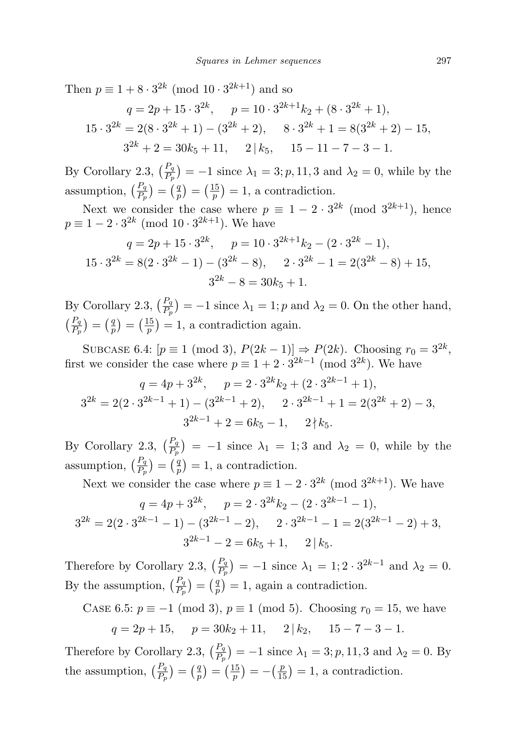Then $p \equiv 1 + 8 \cdot 3^{2k} \pmod{10 \cdot 3^{2k+1}}$ and so

$$q = 2p + 15 \cdot 3^{2k}, \quad p = 10 \cdot 3^{2k+1}k_2 + (8 \cdot 3^{2k} + 1),$$
$$15 \cdot 3^{2k} = 2(8 \cdot 3^{2k} + 1) - (3^{2k} + 2), \quad 8 \cdot 3^{2k} + 1 = 8(3^{2k} + 2) - 15,$$
$$3^{2k} + 2 = 30k_5 + 11, \quad 2 \mid k_5, \quad 15 - 11 - 7 - 3 - 1.$$

By Corollary 2.3, $\left(\frac{P_q}{P_p}\right) = -1$ since $\lambda_1 = 3; p, 11, 3$ and $\lambda_2 = 0$, while by the assumption, $\left(\frac{P_q}{P_p}\right) = \left(\frac{q}{p}\right) = \left(\frac{15}{p}\right) = 1$, a contradiction.

Next we consider the case where $p \equiv 1 - 2 \cdot 3^{2k} \pmod{3^{2k+1}}$, hence $p \equiv 1 - 2 \cdot 3^{2k} \pmod{10 \cdot 3^{2k+1}}$. We have

$$q = 2p + 15 \cdot 3^{2k}, \quad p = 10 \cdot 3^{2k+1}k_2 - (2 \cdot 3^{2k} - 1),$$
$$15 \cdot 3^{2k} = 8(2 \cdot 3^{2k} - 1) - (3^{2k} - 8), \quad 2 \cdot 3^{2k} - 1 = 2(3^{2k} - 8) + 15,$$
$$3^{2k} - 8 = 30k_5 + 1.$$

By Corollary 2.3, $\left(\frac{P_q}{P_p}\right) = -1$ since $\lambda_1 = 1; p$ and $\lambda_2 = 0$. On the other hand, $\left(\frac{P_q}{P_p}\right) = \left(\frac{q}{p}\right) = \left(\frac{15}{p}\right) = 1$, a contradiction again.

Subcase 6.4: $[p \equiv 1 \pmod 3),\ P(2k-1)] \Rightarrow P(2k)$. Choosing $r_0 = 3^{2k}$, first we consider the case where $p \equiv 1 + 2 \cdot 3^{2k-1} \pmod{3^{2k}}$. We have

$$q = 4p + 3^{2k}, \quad p = 2 \cdot 3^{2k}k_2 + (2 \cdot 3^{2k-1} + 1),$$
$$3^{2k} = 2(2 \cdot 3^{2k-1} + 1) - (3^{2k-1} + 2), \quad 2 \cdot 3^{2k-1} + 1 = 2(3^{2k} + 2) - 3,$$
$$3^{2k-1} + 2 = 6k_5 - 1, \quad 2 \nmid k_5.$$

By Corollary 2.3, $\left(\frac{P_q}{P_p}\right) = -1$ since $\lambda_1 = 1; 3$ and $\lambda_2 = 0$, while by the assumption, $\left(\frac{P_q}{P_p}\right) = \left(\frac{q}{p}\right) = 1$, a contradiction.

Next we consider the case where $p \equiv 1 - 2 \cdot 3^{2k} \pmod{3^{2k+1}}$. We have

$$q = 4p + 3^{2k}, \quad p = 2 \cdot 3^{2k}k_2 - (2 \cdot 3^{2k-1} - 1),$$
$$3^{2k} = 2(2 \cdot 3^{2k-1} - 1) - (3^{2k-1} - 2), \quad 2 \cdot 3^{2k-1} - 1 = 2(3^{2k-1} - 2) + 3,$$
$$3^{2k-1} - 2 = 6k_5 + 1, \quad 2 \mid k_5.$$

Therefore by Corollary 2.3, $\left(\frac{P_q}{P_p}\right) = -1$ since $\lambda_1 = 1; 2 \cdot 3^{2k-1}$ and $\lambda_2 = 0$. By the assumption, $\left(\frac{P_q}{P_p}\right) = \left(\frac{q}{p}\right) = 1$, again a contradiction.

Case 6.5: $p \equiv -1 \pmod 3$, $p \equiv 1 \pmod 5$. Choosing $r_0 = 15$, we have

$$q = 2p + 15, \quad p = 30k_2 + 11, \quad 2 \mid k_2, \quad 15 - 7 - 3 - 1.$$

Therefore by Corollary 2.3, $\left(\frac{P_q}{P_p}\right) = -1$ since $\lambda_1 = 3; p, 11, 3$ and $\lambda_2 = 0$. By the assumption, $\left(\frac{P_q}{P_p}\right) = \left(\frac{q}{p}\right) = \left(\frac{15}{p}\right) = -\left(\frac{p}{15}\right) = 1$, a contradiction.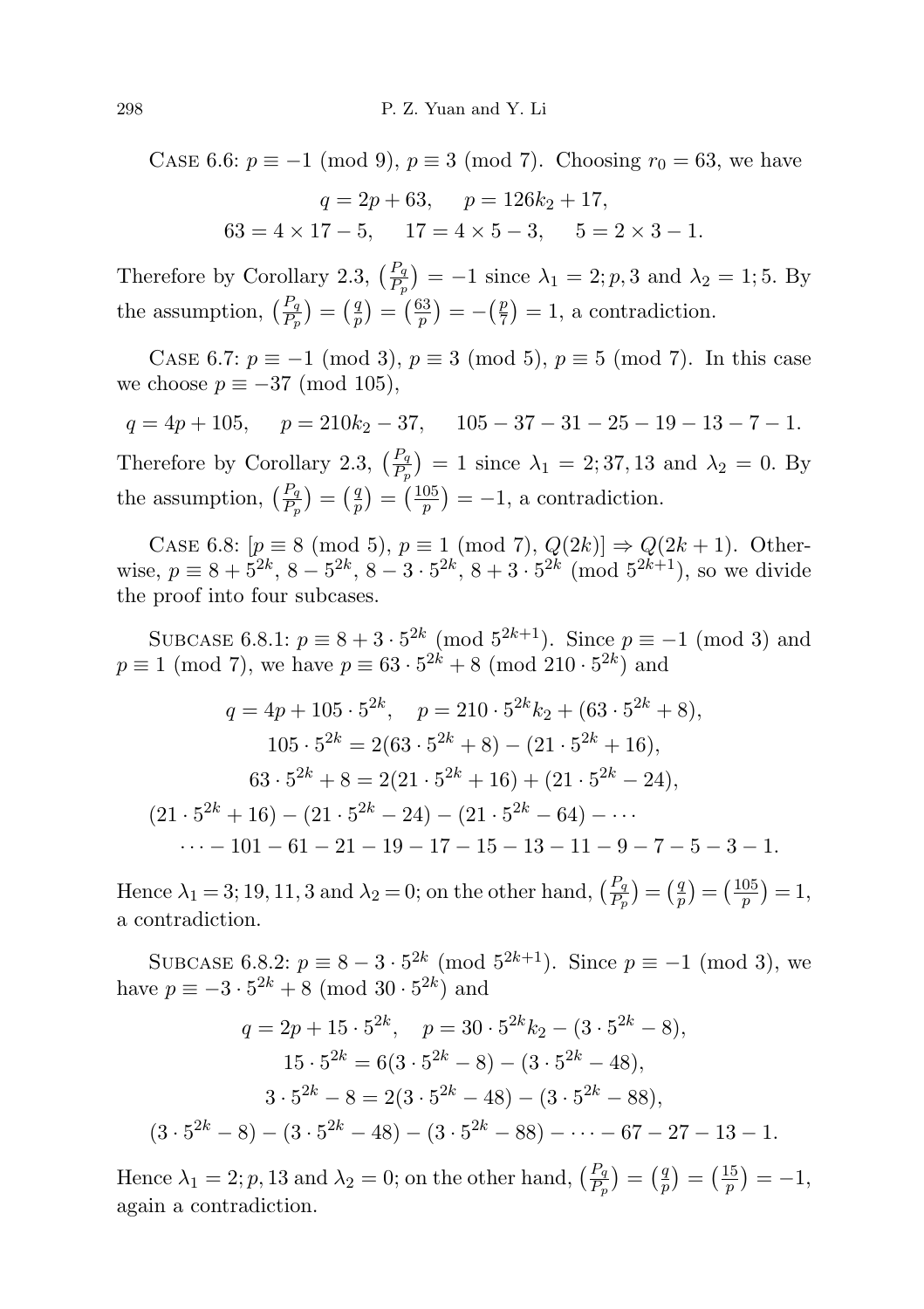Case 6.6: $p \equiv -1 \pmod 9$, $p \equiv 3 \pmod 7$. Choosing $r_0 = 63$, we have

$$q = 2p + 63, \quad p = 126k_2 + 17,$$
$$63 = 4 \times 17 - 5, \quad 17 = 4 \times 5 - 3, \quad 5 = 2 \times 3 - 1.$$

Therefore by Corollary 2.3, $\left(\frac{P_q}{P_p}\right) = -1$ since $\lambda_1 = 2; p, 3$ and $\lambda_2 = 1; 5$. By the assumption, $\left(\frac{P_q}{P_p}\right) = \left(\frac{q}{p}\right) = \left(\frac{63}{p}\right) = -\left(\frac{p}{7}\right) = 1$, a contradiction.

Case 6.7: $p \equiv -1 \pmod 3$, $p \equiv 3 \pmod 5$, $p \equiv 5 \pmod 7$. In this case we choose $p \equiv -37 \pmod{105}$,

$$q = 4p + 105, \quad p = 210k_2 - 37, \quad 105 - 37 - 31 - 25 - 19 - 13 - 7 - 1.$$

Therefore by Corollary 2.3, $\left(\frac{P_q}{P_p}\right) = 1$ since $\lambda_1 = 2; 37, 13$ and $\lambda_2 = 0$. By the assumption, $\left(\frac{P_q}{P_p}\right) = \left(\frac{q}{p}\right) = \left(\frac{105}{p}\right) = -1$, a contradiction.

Case 6.8: $[p \equiv 8 \pmod 5,\ p \equiv 1 \pmod 7,\ Q(2k)] \Rightarrow Q(2k+1)$. Otherwise, $p \equiv 8 + 5^{2k},\ 8 - 5^{2k},\ 8 - 3 \cdot 5^{2k},\ 8 + 3 \cdot 5^{2k} \pmod{5^{2k+1}}$, so we divide the proof into four subcases.

Subcase 6.8.1: $p \equiv 8 + 3 \cdot 5^{2k} \pmod{5^{2k+1}}$. Since $p \equiv -1 \pmod 3$ and $p \equiv 1 \pmod 7$, we have $p \equiv 63 \cdot 5^{2k} + 8 \pmod{210 \cdot 5^{2k}}$ and

$$q = 4p + 105 \cdot 5^{2k}, \quad p = 210 \cdot 5^{2k} k_2 + (63 \cdot 5^{2k} + 8),$$
$$105 \cdot 5^{2k} = 2(63 \cdot 5^{2k} + 8) - (21 \cdot 5^{2k} + 16),$$
$$63 \cdot 5^{2k} + 8 = 2(21 \cdot 5^{2k} + 16) + (21 \cdot 5^{2k} - 24),$$
$$(21 \cdot 5^{2k} + 16) - (21 \cdot 5^{2k} - 24) - (21 \cdot 5^{2k} - 64) - \cdots$$
$$\cdots - 101 - 61 - 21 - 19 - 17 - 15 - 13 - 11 - 9 - 7 - 5 - 3 - 1.$$

Hence $\lambda_1 = 3; 19, 11, 3$ and $\lambda_2 = 0$; on the other hand, $\left(\frac{P_q}{P_p}\right) = \left(\frac{q}{p}\right) = \left(\frac{105}{p}\right) = 1$, a contradiction.

Subcase 6.8.2: $p \equiv 8 - 3 \cdot 5^{2k} \pmod{5^{2k+1}}$. Since $p \equiv -1 \pmod 3$, we have $p \equiv -3 \cdot 5^{2k} + 8 \pmod{30 \cdot 5^{2k}}$ and

$$q = 2p + 15 \cdot 5^{2k}, \quad p = 30 \cdot 5^{2k} k_2 - (3 \cdot 5^{2k} - 8),$$
$$15 \cdot 5^{2k} = 6(3 \cdot 5^{2k} - 8) - (3 \cdot 5^{2k} - 48),$$
$$3 \cdot 5^{2k} - 8 = 2(3 \cdot 5^{2k} - 48) - (3 \cdot 5^{2k} - 88),$$
$$(3 \cdot 5^{2k} - 8) - (3 \cdot 5^{2k} - 48) - (3 \cdot 5^{2k} - 88) - \cdots - 67 - 27 - 13 - 1.$$

Hence $\lambda_1 = 2; p, 13$ and $\lambda_2 = 0$; on the other hand, $\left(\frac{P_q}{P_p}\right) = \left(\frac{q}{p}\right) = \left(\frac{15}{p}\right) = -1$, again a contradiction.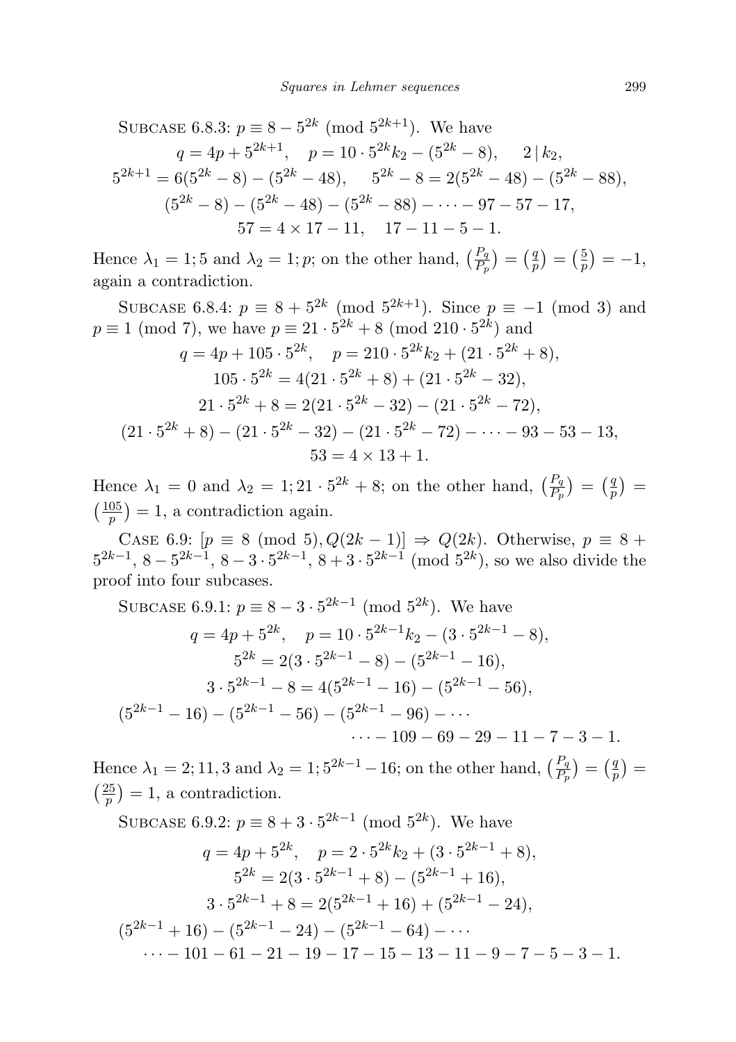SUBCASE 6.8.3: $p \equiv 8 - 5^{2k} \pmod{5^{2k+1}}$. We have

$$q = 4p + 5^{2k+1}, \quad p = 10 \cdot 5^{2k} k_2 - (5^{2k} - 8), \quad 2 \mid k_2,$$
$$5^{2k+1} = 6(5^{2k} - 8) - (5^{2k} - 48), \quad 5^{2k} - 8 = 2(5^{2k} - 48) - (5^{2k} - 88),$$
$$(5^{2k} - 8) - (5^{2k} - 48) - (5^{2k} - 88) - \cdots - 97 - 57 - 17,$$
$$57 = 4 \times 17 - 11, \quad 17 - 11 - 5 - 1.$$

Hence $\lambda_1 = 1; 5$ and $\lambda_2 = 1; p$; on the other hand, $\left(\frac{P_q}{P_p}\right) = \left(\frac{q}{p}\right) = \left(\frac{5}{p}\right) = -1$, again a contradiction.

SUBCASE 6.8.4: $p \equiv 8 + 5^{2k} \pmod{5^{2k+1}}$. Since $p \equiv -1 \pmod 3$ and $p \equiv 1 \pmod 7$, we have $p \equiv 21 \cdot 5^{2k} + 8 \pmod{210 \cdot 5^{2k}}$ and

$$q = 4p + 105 \cdot 5^{2k}, \quad p = 210 \cdot 5^{2k} k_2 + (21 \cdot 5^{2k} + 8),$$
$$105 \cdot 5^{2k} = 4(21 \cdot 5^{2k} + 8) + (21 \cdot 5^{2k} - 32),$$
$$21 \cdot 5^{2k} + 8 = 2(21 \cdot 5^{2k} - 32) - (21 \cdot 5^{2k} - 72),$$
$$(21 \cdot 5^{2k} + 8) - (21 \cdot 5^{2k} - 32) - (21 \cdot 5^{2k} - 72) - \cdots - 93 - 53 - 13,$$
$$53 = 4 \times 13 + 1.$$

Hence $\lambda_1 = 0$ and $\lambda_2 = 1; 21 \cdot 5^{2k} + 8$; on the other hand, $\left(\frac{P_q}{P_p}\right) = \left(\frac{q}{p}\right) = \left(\frac{105}{p}\right) = 1$, a contradiction again.

CASE 6.9: $[p \equiv 8 \pmod 5, Q(2k-1)] \Rightarrow Q(2k)$. Otherwise, $p \equiv 8 + 5^{2k-1}, 8 - 5^{2k-1}, 8 - 3 \cdot 5^{2k-1}, 8 + 3 \cdot 5^{2k-1} \pmod{5^{2k}}$, so we also divide the proof into four subcases.

SUBCASE 6.9.1: $p \equiv 8 - 3 \cdot 5^{2k-1} \pmod{5^{2k}}$. We have

$$q = 4p + 5^{2k}, \quad p = 10 \cdot 5^{2k-1} k_2 - (3 \cdot 5^{2k-1} - 8),$$
$$5^{2k} = 2(3 \cdot 5^{2k-1} - 8) - (5^{2k-1} - 16),$$
$$3 \cdot 5^{2k-1} - 8 = 4(5^{2k-1} - 16) - (5^{2k-1} - 56),$$
$$(5^{2k-1} - 16) - (5^{2k-1} - 56) - (5^{2k-1} - 96) - \cdots$$
$$\cdots - 109 - 69 - 29 - 11 - 7 - 3 - 1.$$

Hence $\lambda_1 = 2; 11, 3$ and $\lambda_2 = 1; 5^{2k-1} - 16$; on the other hand, $\left(\frac{P_q}{P_p}\right) = \left(\frac{q}{p}\right) = \left(\frac{25}{p}\right) = 1$, a contradiction.

SUBCASE 6.9.2: $p \equiv 8 + 3 \cdot 5^{2k-1} \pmod{5^{2k}}$. We have

$$q = 4p + 5^{2k}, \quad p = 2 \cdot 5^{2k} k_2 + (3 \cdot 5^{2k-1} + 8),$$
$$5^{2k} = 2(3 \cdot 5^{2k-1} + 8) - (5^{2k-1} + 16),$$
$$3 \cdot 5^{2k-1} + 8 = 2(5^{2k-1} + 16) + (5^{2k-1} - 24),$$
$$(5^{2k-1} + 16) - (5^{2k-1} - 24) - (5^{2k-1} - 64) - \cdots$$
$$\cdots - 101 - 61 - 21 - 19 - 17 - 15 - 13 - 11 - 9 - 7 - 5 - 3 - 1.$$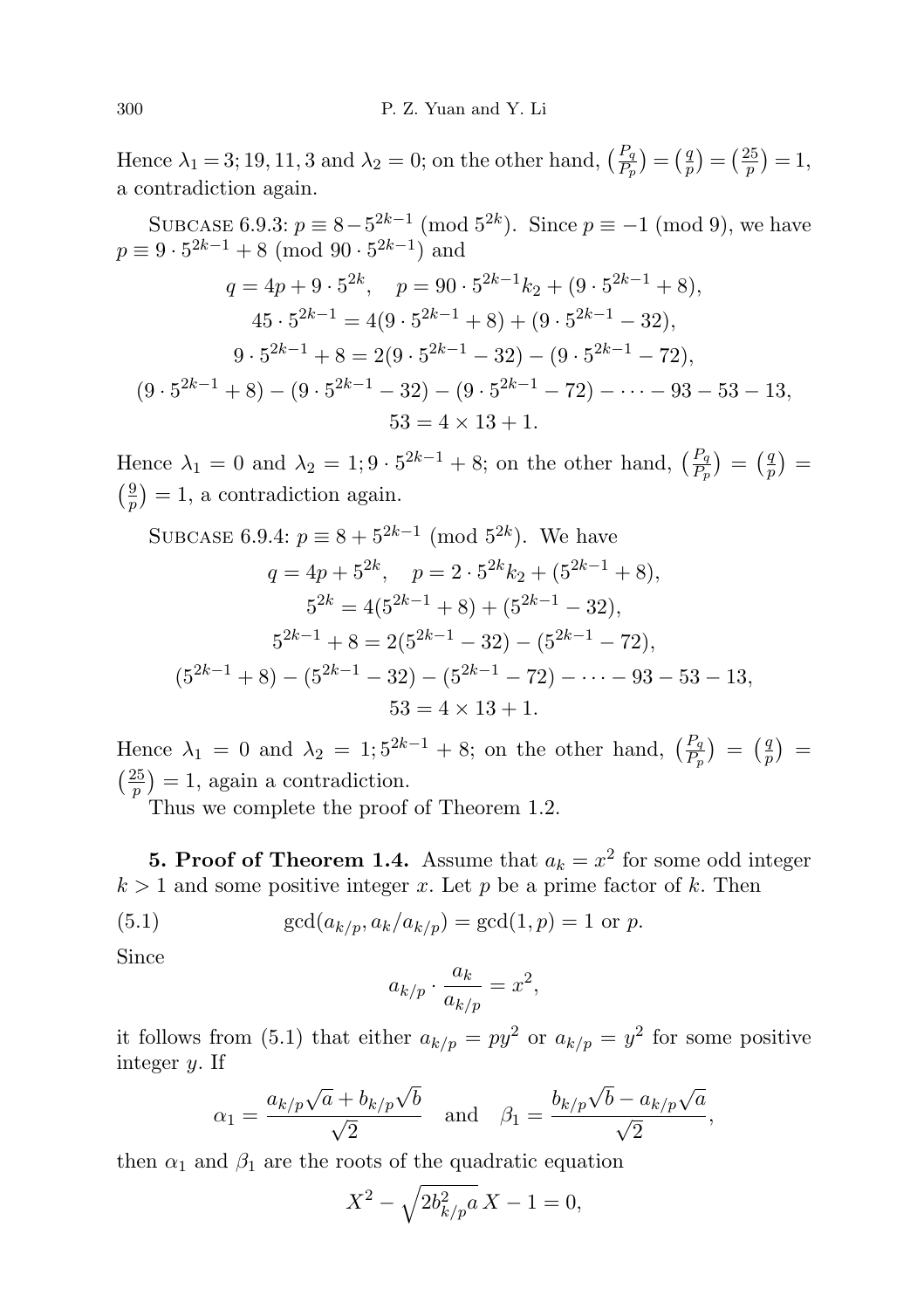Hence $\lambda_1 = 3; 19, 11, 3$ and $\lambda_2 = 0$; on the other hand, $\left(\frac{P_q}{P_p}\right) = \left(\frac{q}{p}\right) = \left(\frac{25}{p}\right) = 1$, a contradiction again.

Subcase 6.9.3: $p \equiv 8 - 5^{2k-1} \pmod{5^{2k}}$. Since $p \equiv -1 \pmod 9$, we have $p \equiv 9 \cdot 5^{2k-1} + 8 \pmod{90 \cdot 5^{2k-1}}$ and

$$q = 4p + 9 \cdot 5^{2k}, \quad p = 90 \cdot 5^{2k-1}k_2 + (9 \cdot 5^{2k-1} + 8),$$
$$45 \cdot 5^{2k-1} = 4(9 \cdot 5^{2k-1} + 8) + (9 \cdot 5^{2k-1} - 32),$$
$$9 \cdot 5^{2k-1} + 8 = 2(9 \cdot 5^{2k-1} - 32) - (9 \cdot 5^{2k-1} - 72),$$
$$(9 \cdot 5^{2k-1} + 8) - (9 \cdot 5^{2k-1} - 32) - (9 \cdot 5^{2k-1} - 72) - \cdots - 93 - 53 - 13,$$
$$53 = 4 \times 13 + 1.$$

Hence $\lambda_1 = 0$ and $\lambda_2 = 1; 9 \cdot 5^{2k-1} + 8$; on the other hand, $\left(\frac{P_q}{P_p}\right) = \left(\frac{q}{p}\right) = \left(\frac{9}{p}\right) = 1$, a contradiction again.

Subcase 6.9.4: $p \equiv 8 + 5^{2k-1} \pmod{5^{2k}}$. We have

$$q = 4p + 5^{2k}, \quad p = 2 \cdot 5^{2k}k_2 + (5^{2k-1} + 8),$$
$$5^{2k} = 4(5^{2k-1} + 8) + (5^{2k-1} - 32),$$
$$5^{2k-1} + 8 = 2(5^{2k-1} - 32) - (5^{2k-1} - 72),$$
$$(5^{2k-1} + 8) - (5^{2k-1} - 32) - (5^{2k-1} - 72) - \cdots - 93 - 53 - 13,$$
$$53 = 4 \times 13 + 1.$$

Hence $\lambda_1 = 0$ and $\lambda_2 = 1; 5^{2k-1} + 8$; on the other hand, $\left(\frac{P_q}{P_p}\right) = \left(\frac{q}{p}\right) = \left(\frac{25}{p}\right) = 1$, again a contradiction.

Thus we complete the proof of Theorem 1.2.

**5. Proof of Theorem 1.4.** Assume that $a_k = x^2$ for some odd integer $k > 1$ and some positive integer $x$. Let $p$ be a prime factor of $k$. Then

$$\gcd(a_{k/p}, a_k/a_{k/p}) = \gcd(1, p) = 1 \text{ or } p. \tag{5.1}$$

Since

$$a_{k/p} \cdot \frac{a_k}{a_{k/p}} = x^2,$$

it follows from (5.1) that either $a_{k/p} = py^2$ or $a_{k/p} = y^2$ for some positive integer $y$. If

$$\alpha_1 = \frac{a_{k/p}\sqrt{a} + b_{k/p}\sqrt{b}}{\sqrt{2}} \quad \text{and} \quad \beta_1 = \frac{b_{k/p}\sqrt{b} - a_{k/p}\sqrt{a}}{\sqrt{2}},$$

then $\alpha_1$ and $\beta_1$ are the roots of the quadratic equation

$$X^2 - \sqrt{2b_{k/p}^2 a}\, X - 1 = 0,$$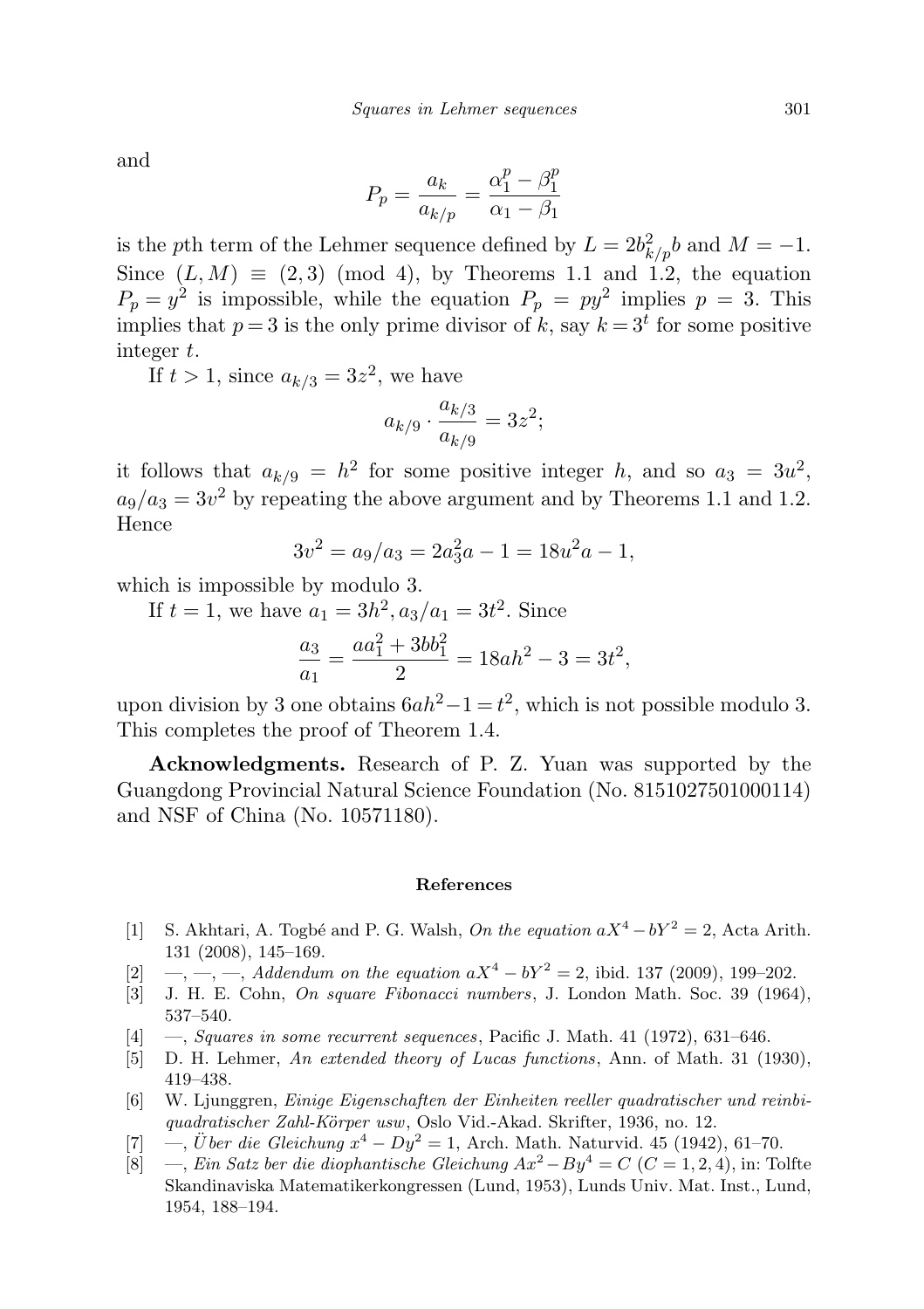and

$$P_p = \frac{a_k}{a_{k/p}} = \frac{\alpha_1^p - \beta_1^p}{\alpha_1 - \beta_1}$$

is the $p$th term of the Lehmer sequence defined by $L = 2b_{k/p}^2 b$ and $M = -1$. Since $(L, M) \equiv (2, 3) \pmod 4$, by Theorems 1.1 and 1.2, the equation $P_p = y^2$ is impossible, while the equation $P_p = py^2$ implies $p = 3$. This implies that $p = 3$ is the only prime divisor of $k$, say $k = 3^t$ for some positive integer $t$.

If $t > 1$, since $a_{k/3} = 3z^2$, we have

$$a_{k/9} \cdot \frac{a_{k/3}}{a_{k/9}} = 3z^2;$$

it follows that $a_{k/9} = h^2$ for some positive integer $h$, and so $a_3 = 3u^2$, $a_9/a_3 = 3v^2$ by repeating the above argument and by Theorems 1.1 and 1.2. Hence

$$3v^2 = a_9/a_3 = 2a_3^2 a - 1 = 18u^2 a - 1,$$

which is impossible by modulo 3.

If $t = 1$, we have $a_1 = 3h^2, a_3/a_1 = 3t^2$. Since

$$\frac{a_3}{a_1} = \frac{aa_1^2 + 3bb_1^2}{2} = 18ah^2 - 3 = 3t^2,$$

upon division by 3 one obtains $6ah^2 - 1 = t^2$, which is not possible modulo 3. This completes the proof of Theorem 1.4.

**Acknowledgments.** Research of P. Z. Yuan was supported by the Guangdong Provincial Natural Science Foundation (No. 8151027501000114) and NSF of China (No. 10571180).

## References

[1] S. Akhtari, A. Togbé and P. G. Walsh, *On the equation $aX^4 - bY^2 = 2$*, Acta Arith. 131 (2008), 145–169.

[2] —, —, —, *Addendum on the equation $aX^4 - bY^2 = 2$*, ibid. 137 (2009), 199–202.

[3] J. H. E. Cohn, *On square Fibonacci numbers*, J. London Math. Soc. 39 (1964), 537–540.

[4] —, *Squares in some recurrent sequences*, Pacific J. Math. 41 (1972), 631–646.

[5] D. H. Lehmer, *An extended theory of Lucas functions*, Ann. of Math. 31 (1930), 419–438.

[6] W. Ljunggren, *Einige Eigenschaften der Einheiten reeller quadratischer und reinbiquadratischer Zahl-Körper usw*, Oslo Vid.-Akad. Skrifter, 1936, no. 12.

[7] —, *Über die Gleichung $x^4 - Dy^2 = 1$*, Arch. Math. Naturvid. 45 (1942), 61–70.

[8] —, *Ein Satz ber die diophantische Gleichung $Ax^2 - By^4 = C$ $(C = 1, 2, 4)$*, in: Tolfte Skandinaviska Matematikerkongressen (Lund, 1953), Lunds Univ. Mat. Inst., Lund, 1954, 188–194.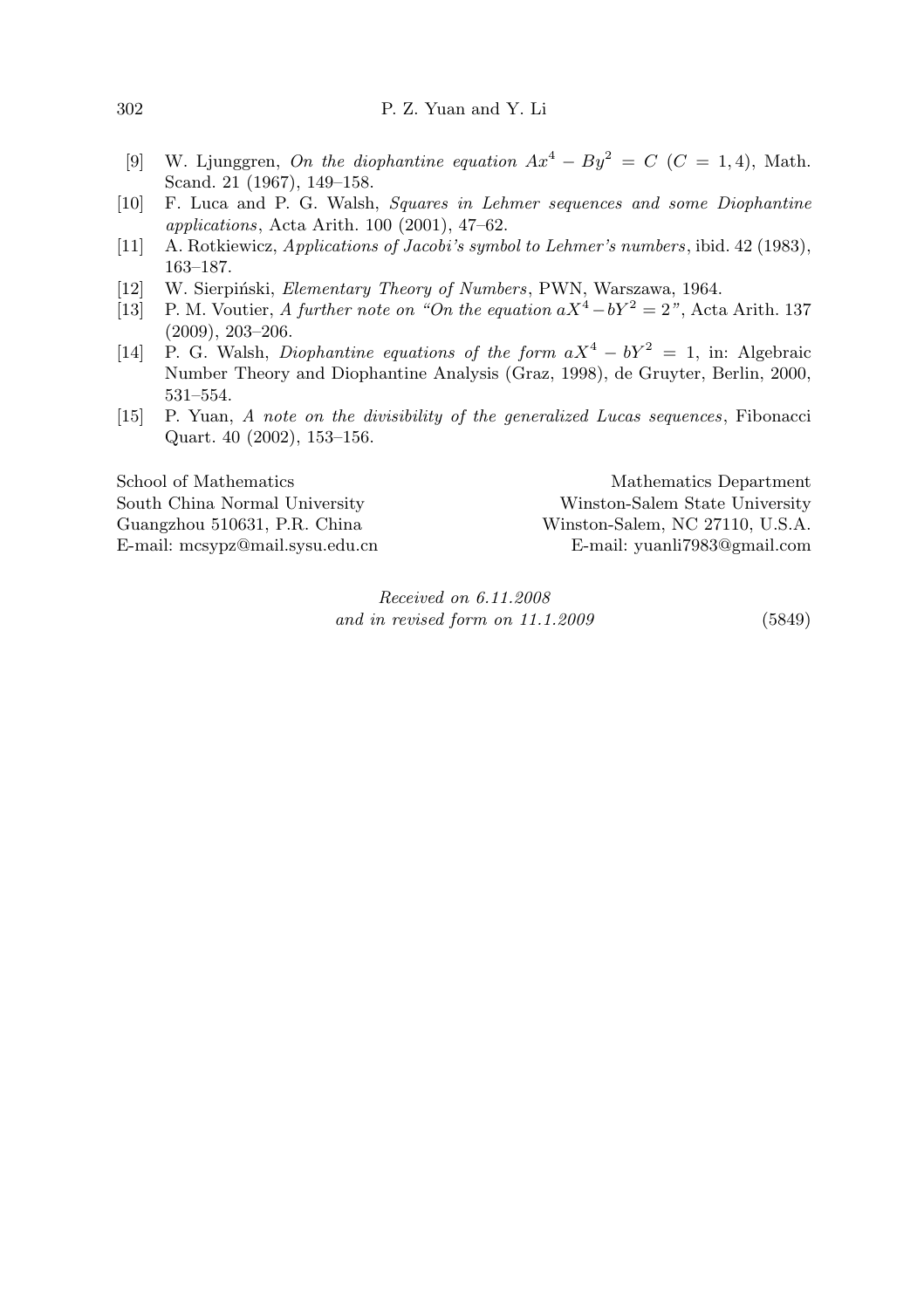[9] W. Ljunggren, *On the diophantine equation* $Ax^4 - By^2 = C$ $(C = 1, 4)$, Math. Scand. 21 (1967), 149–158.

[10] F. Luca and P. G. Walsh, *Squares in Lehmer sequences and some Diophantine applications*, Acta Arith. 100 (2001), 47–62.

[11] A. Rotkiewicz, *Applications of Jacobi's symbol to Lehmer's numbers*, ibid. 42 (1983), 163–187.

[12] W. Sierpiński, *Elementary Theory of Numbers*, PWN, Warszawa, 1964.

[13] P. M. Voutier, *A further note on "On the equation* $aX^4 - bY^2 = 2$*"*, Acta Arith. 137 (2009), 203–206.

[14] P. G. Walsh, *Diophantine equations of the form* $aX^4 - bY^2 = 1$, in: Algebraic Number Theory and Diophantine Analysis (Graz, 1998), de Gruyter, Berlin, 2000, 531–554.

[15] P. Yuan, *A note on the divisibility of the generalized Lucas sequences*, Fibonacci Quart. 40 (2002), 153–156.

School of Mathematics
South China Normal University
Guangzhou 510631, P.R. China
E-mail: mcsypz@mail.sysu.edu.cn

Mathematics Department
Winston-Salem State University
Winston-Salem, NC 27110, U.S.A.
E-mail: yuanli7983@gmail.com

*Received on 6.11.2008*
*and in revised form on 11.1.2009* (5849)